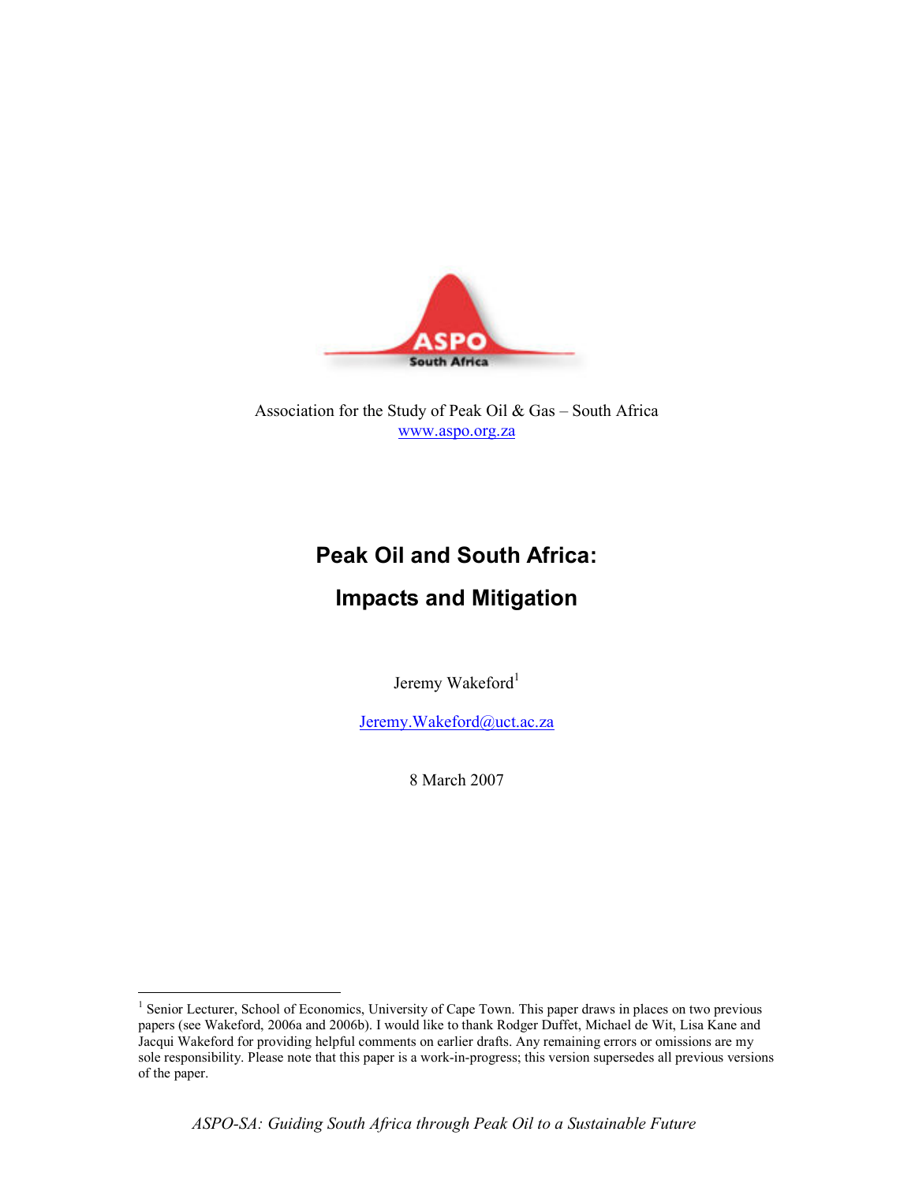Association for the Study of Peak Oil & Gas – South Africa
www.aspo.org.za

# Peak Oil and South Africa:

# Impacts and Mitigation

Jeremy Wakeford[1]

Jeremy.Wakeford@uct.ac.za

8 March 2007

[1] Senior Lecturer, School of Economics, University of Cape Town. This paper draws in places on two previous papers (see Wakeford, 2006a and 2006b). I would like to thank Rodger Duffet, Michael de Wit, Lisa Kane and Jacqui Wakeford for providing helpful comments on earlier drafts. Any remaining errors or omissions are my sole responsibility. Please note that this paper is a work-in-progress; this version supersedes all previous versions of the paper.

*ASPO-SA: Guiding South Africa through Peak Oil to a Sustainable Future*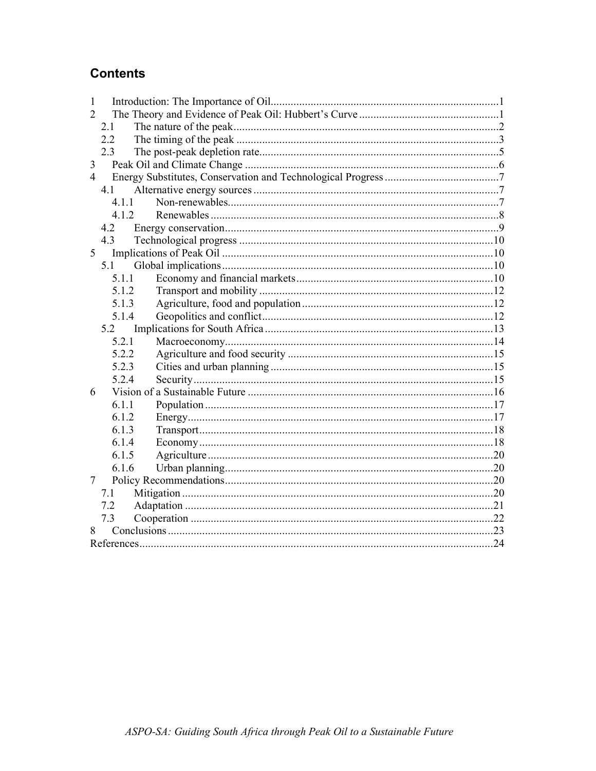## Contents

1 Introduction: The Importance of Oil ........................................................................ 1
2 The Theory and Evidence of Peak Oil: Hubbert's Curve ........................................ 1
  2.1 The nature of the peak ........................................................................ 2
  2.2 The timing of the peak ........................................................................ 3
  2.3 The post-peak depletion rate ........................................................................ 5
3 Peak Oil and Climate Change ........................................................................ 6
4 Energy Substitutes, Conservation and Technological Progress ........................................ 7
  4.1 Alternative energy sources ........................................................................ 7
    4.1.1 Non-renewables ........................................................................ 7
    4.1.2 Renewables ........................................................................ 8
  4.2 Energy conservation ........................................................................ 9
  4.3 Technological progress ........................................................................ 10
5 Implications of Peak Oil ........................................................................ 10
  5.1 Global implications ........................................................................ 10
    5.1.1 Economy and financial markets ........................................................................ 10
    5.1.2 Transport and mobility ........................................................................ 12
    5.1.3 Agriculture, food and population ........................................................................ 12
    5.1.4 Geopolitics and conflict ........................................................................ 12
  5.2 Implications for South Africa ........................................................................ 13
    5.2.1 Macroeconomy ........................................................................ 14
    5.2.2 Agriculture and food security ........................................................................ 15
    5.2.3 Cities and urban planning ........................................................................ 15
    5.2.4 Security ........................................................................ 15
6 Vision of a Sustainable Future ........................................................................ 16
    6.1.1 Population ........................................................................ 17
    6.1.2 Energy ........................................................................ 17
    6.1.3 Transport ........................................................................ 18
    6.1.4 Economy ........................................................................ 18
    6.1.5 Agriculture ........................................................................ 20
    6.1.6 Urban planning ........................................................................ 20
7 Policy Recommendations ........................................................................ 20
  7.1 Mitigation ........................................................................ 20
  7.2 Adaptation ........................................................................ 21
  7.3 Cooperation ........................................................................ 22
8 Conclusions ........................................................................ 23
References ........................................................................ 24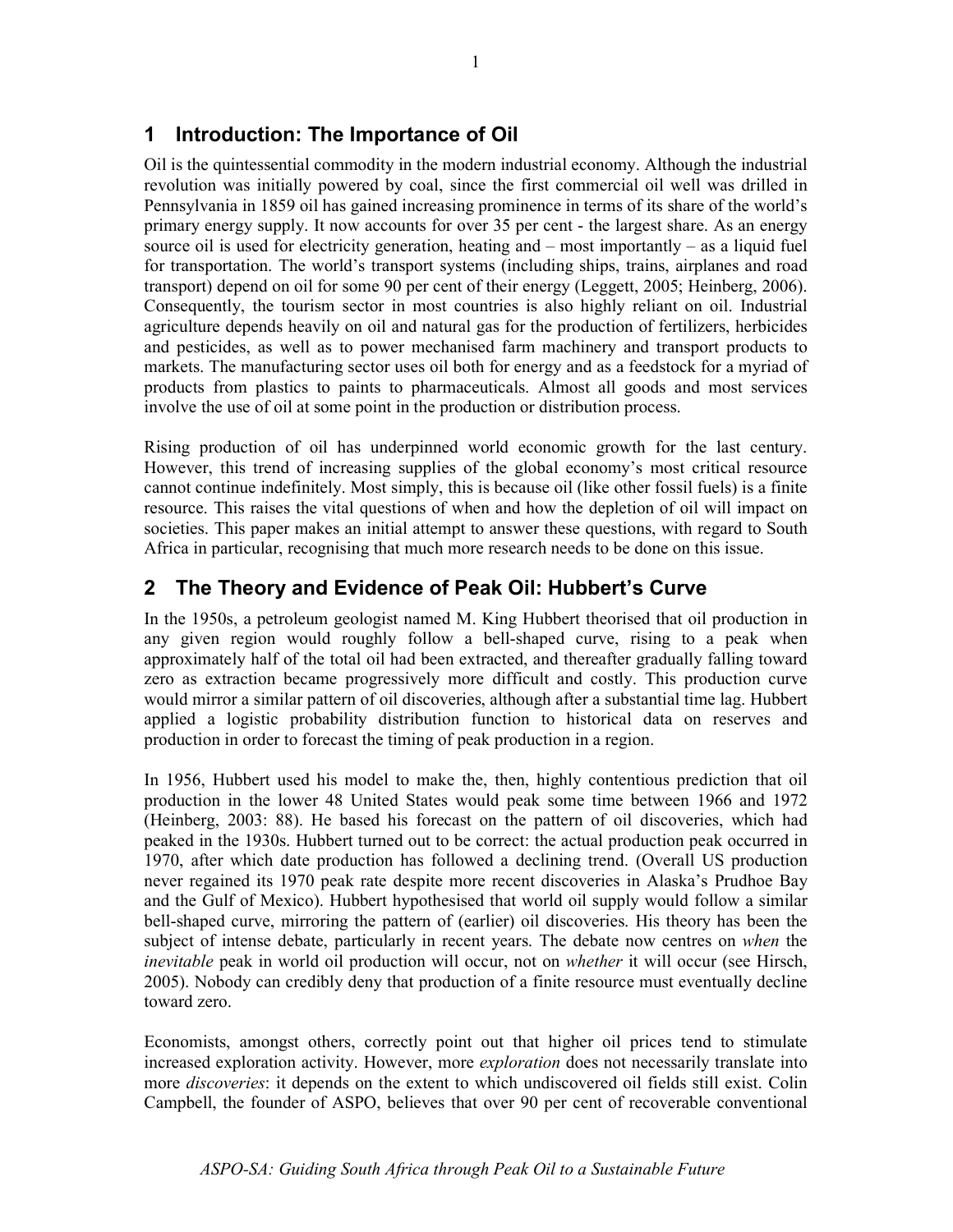## 1 Introduction: The Importance of Oil

Oil is the quintessential commodity in the modern industrial economy. Although the industrial revolution was initially powered by coal, since the first commercial oil well was drilled in Pennsylvania in 1859 oil has gained increasing prominence in terms of its share of the world's primary energy supply. It now accounts for over 35 per cent - the largest share. As an energy source oil is used for electricity generation, heating and – most importantly – as a liquid fuel for transportation. The world's transport systems (including ships, trains, airplanes and road transport) depend on oil for some 90 per cent of their energy (Leggett, 2005; Heinberg, 2006). Consequently, the tourism sector in most countries is also highly reliant on oil. Industrial agriculture depends heavily on oil and natural gas for the production of fertilizers, herbicides and pesticides, as well as to power mechanised farm machinery and transport products to markets. The manufacturing sector uses oil both for energy and as a feedstock for a myriad of products from plastics to paints to pharmaceuticals. Almost all goods and most services involve the use of oil at some point in the production or distribution process.

Rising production of oil has underpinned world economic growth for the last century. However, this trend of increasing supplies of the global economy's most critical resource cannot continue indefinitely. Most simply, this is because oil (like other fossil fuels) is a finite resource. This raises the vital questions of when and how the depletion of oil will impact on societies. This paper makes an initial attempt to answer these questions, with regard to South Africa in particular, recognising that much more research needs to be done on this issue.

## 2 The Theory and Evidence of Peak Oil: Hubbert's Curve

In the 1950s, a petroleum geologist named M. King Hubbert theorised that oil production in any given region would roughly follow a bell-shaped curve, rising to a peak when approximately half of the total oil had been extracted, and thereafter gradually falling toward zero as extraction became progressively more difficult and costly. This production curve would mirror a similar pattern of oil discoveries, although after a substantial time lag. Hubbert applied a logistic probability distribution function to historical data on reserves and production in order to forecast the timing of peak production in a region.

In 1956, Hubbert used his model to make the, then, highly contentious prediction that oil production in the lower 48 United States would peak some time between 1966 and 1972 (Heinberg, 2003: 88). He based his forecast on the pattern of oil discoveries, which had peaked in the 1930s. Hubbert turned out to be correct: the actual production peak occurred in 1970, after which date production has followed a declining trend. (Overall US production never regained its 1970 peak rate despite more recent discoveries in Alaska's Prudhoe Bay and the Gulf of Mexico). Hubbert hypothesised that world oil supply would follow a similar bell-shaped curve, mirroring the pattern of (earlier) oil discoveries. His theory has been the subject of intense debate, particularly in recent years. The debate now centres on *when* the *inevitable* peak in world oil production will occur, not on *whether* it will occur (see Hirsch, 2005). Nobody can credibly deny that production of a finite resource must eventually decline toward zero.

Economists, amongst others, correctly point out that higher oil prices tend to stimulate increased exploration activity. However, more *exploration* does not necessarily translate into more *discoveries*: it depends on the extent to which undiscovered oil fields still exist. Colin Campbell, the founder of ASPO, believes that over 90 per cent of recoverable conventional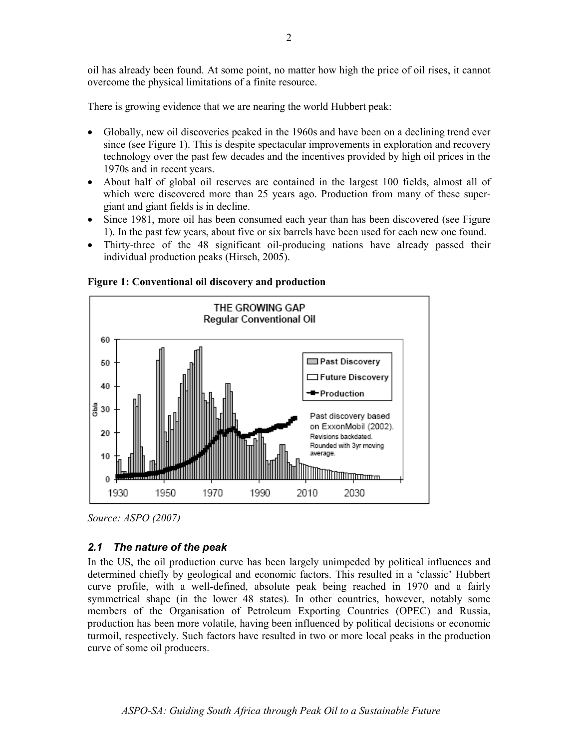oil has already been found. At some point, no matter how high the price of oil rises, it cannot overcome the physical limitations of a finite resource.

There is growing evidence that we are nearing the world Hubbert peak:

- Globally, new oil discoveries peaked in the 1960s and have been on a declining trend ever since (see Figure 1). This is despite spectacular improvements in exploration and recovery technology over the past few decades and the incentives provided by high oil prices in the 1970s and in recent years.
- About half of global oil reserves are contained in the largest 100 fields, almost all of which were discovered more than 25 years ago. Production from many of these super-giant and giant fields is in decline.
- Since 1981, more oil has been consumed each year than has been discovered (see Figure 1). In the past few years, about five or six barrels have been used for each new one found.
- Thirty-three of the 48 significant oil-producing nations have already passed their individual production peaks (Hirsch, 2005).

**Figure 1: Conventional oil discovery and production**

*Source: ASPO (2007)*

### *2.1 The nature of the peak*

In the US, the oil production curve has been largely unimpeded by political influences and determined chiefly by geological and economic factors. This resulted in a 'classic' Hubbert curve profile, with a well-defined, absolute peak being reached in 1970 and a fairly symmetrical shape (in the lower 48 states). In other countries, however, notably some members of the Organisation of Petroleum Exporting Countries (OPEC) and Russia, production has been more volatile, having been influenced by political decisions or economic turmoil, respectively. Such factors have resulted in two or more local peaks in the production curve of some oil producers.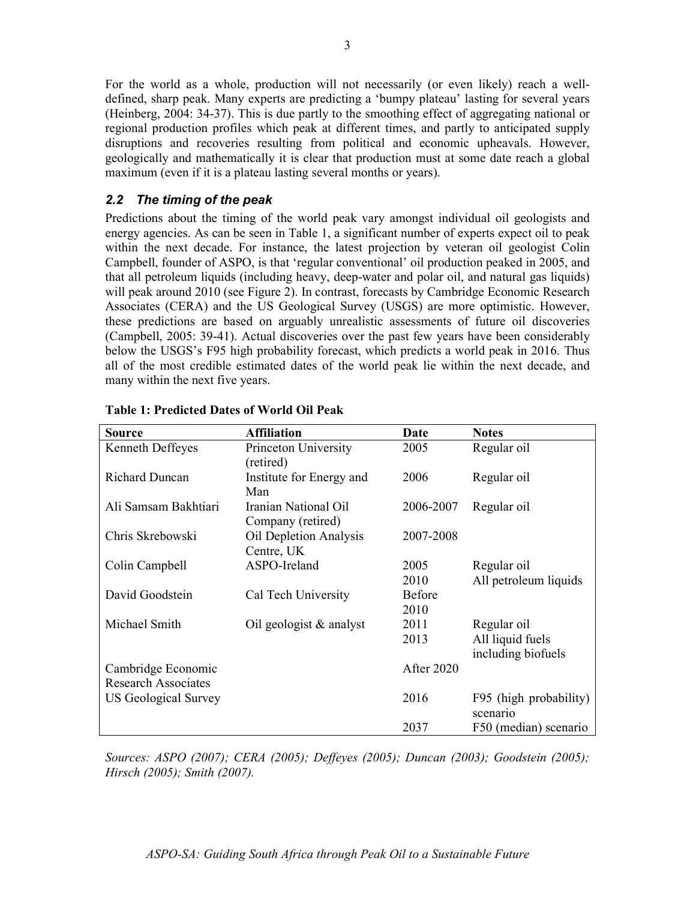For the world as a whole, production will not necessarily (or even likely) reach a well-defined, sharp peak. Many experts are predicting a 'bumpy plateau' lasting for several years (Heinberg, 2004: 34-37). This is due partly to the smoothing effect of aggregating national or regional production profiles which peak at different times, and partly to anticipated supply disruptions and recoveries resulting from political and economic upheavals. However, geologically and mathematically it is clear that production must at some date reach a global maximum (even if it is a plateau lasting several months or years).

### *2.2 The timing of the peak*

Predictions about the timing of the world peak vary amongst individual oil geologists and energy agencies. As can be seen in Table 1, a significant number of experts expect oil to peak within the next decade. For instance, the latest projection by veteran oil geologist Colin Campbell, founder of ASPO, is that 'regular conventional' oil production peaked in 2005, and that all petroleum liquids (including heavy, deep-water and polar oil, and natural gas liquids) will peak around 2010 (see Figure 2). In contrast, forecasts by Cambridge Economic Research Associates (CERA) and the US Geological Survey (USGS) are more optimistic. However, these predictions are based on arguably unrealistic assessments of future oil discoveries (Campbell, 2005: 39-41). Actual discoveries over the past few years have been considerably below the USGS's F95 high probability forecast, which predicts a world peak in 2016. Thus all of the most credible estimated dates of the world peak lie within the next decade, and many within the next five years.

**Table 1: Predicted Dates of World Oil Peak**

| Source | Affiliation | Date | Notes |
|---|---|---|---|
| Kenneth Deffeyes | Princeton University (retired) | 2005 | Regular oil |
| Richard Duncan | Institute for Energy and Man | 2006 | Regular oil |
| Ali Samsam Bakhtiari | Iranian National Oil Company (retired) | 2006-2007 | Regular oil |
| Chris Skrebowski | Oil Depletion Analysis Centre, UK | 2007-2008 | |
| Colin Campbell | ASPO-Ireland | 2005 | Regular oil |
| | | 2010 | All petroleum liquids |
| David Goodstein | Cal Tech University | Before 2010 | |
| Michael Smith | Oil geologist & analyst | 2011 | Regular oil |
| | | 2013 | All liquid fuels including biofuels |
| Cambridge Economic Research Associates | | After 2020 | |
| US Geological Survey | | 2016 | F95 (high probability) scenario |
| | | 2037 | F50 (median) scenario |

*Sources: ASPO (2007); CERA (2005); Deffeyes (2005); Duncan (2003); Goodstein (2005); Hirsch (2005); Smith (2007).*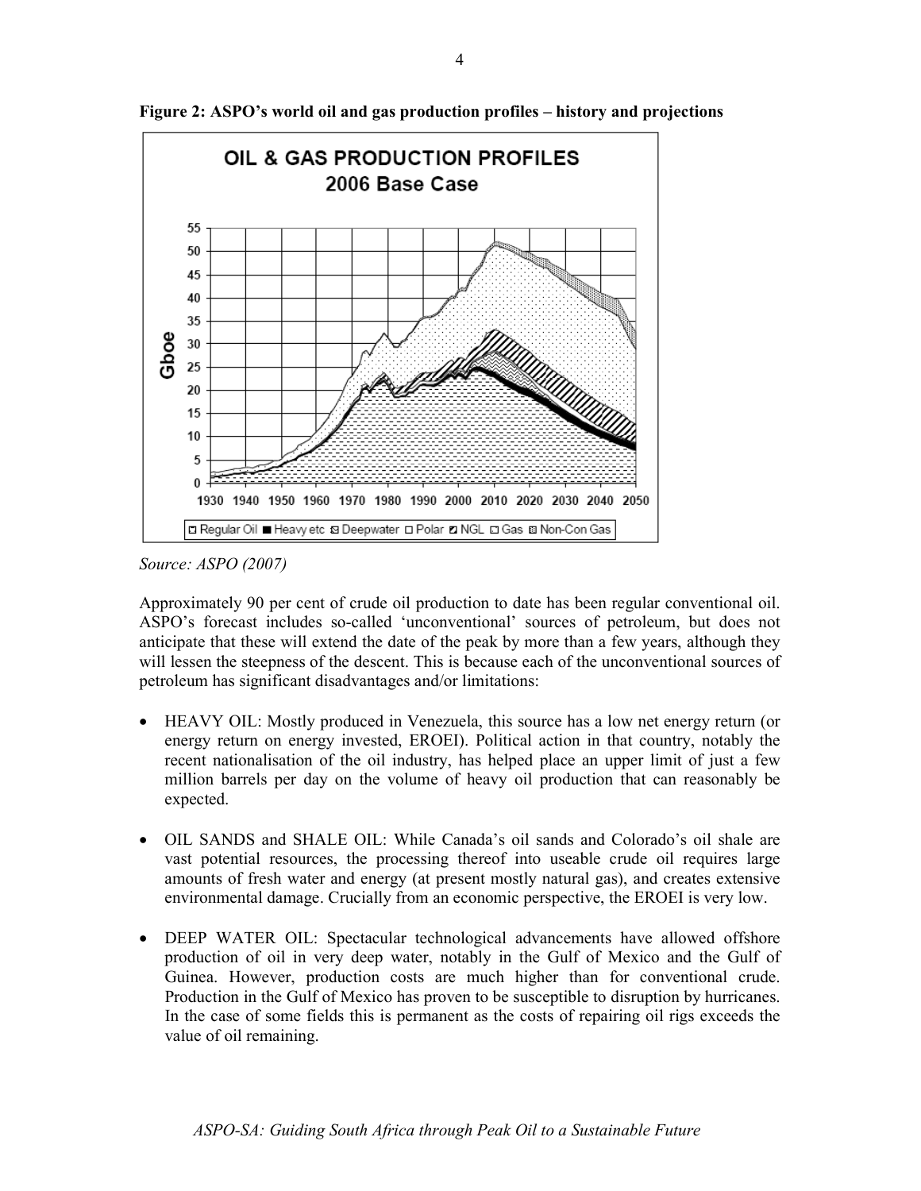**Figure 2: ASPO's world oil and gas production profiles – history and projections**

*Source: ASPO (2007)*

Approximately 90 per cent of crude oil production to date has been regular conventional oil. ASPO's forecast includes so-called 'unconventional' sources of petroleum, but does not anticipate that these will extend the date of the peak by more than a few years, although they will lessen the steepness of the descent. This is because each of the unconventional sources of petroleum has significant disadvantages and/or limitations:

- HEAVY OIL: Mostly produced in Venezuela, this source has a low net energy return (or energy return on energy invested, EROEI). Political action in that country, notably the recent nationalisation of the oil industry, has helped place an upper limit of just a few million barrels per day on the volume of heavy oil production that can reasonably be expected.

- OIL SANDS and SHALE OIL: While Canada's oil sands and Colorado's oil shale are vast potential resources, the processing thereof into useable crude oil requires large amounts of fresh water and energy (at present mostly natural gas), and creates extensive environmental damage. Crucially from an economic perspective, the EROEI is very low.

- DEEP WATER OIL: Spectacular technological advancements have allowed offshore production of oil in very deep water, notably in the Gulf of Mexico and the Gulf of Guinea. However, production costs are much higher than for conventional crude. Production in the Gulf of Mexico has proven to be susceptible to disruption by hurricanes. In the case of some fields this is permanent as the costs of repairing oil rigs exceeds the value of oil remaining.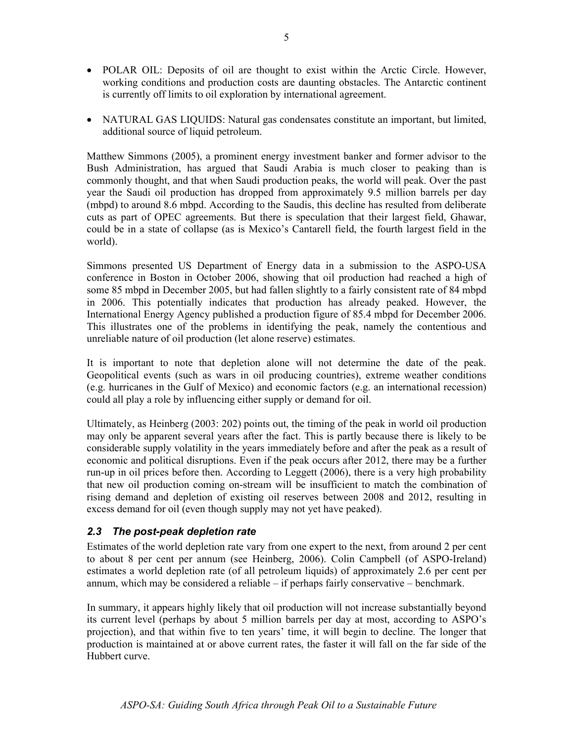- POLAR OIL: Deposits of oil are thought to exist within the Arctic Circle. However, working conditions and production costs are daunting obstacles. The Antarctic continent is currently off limits to oil exploration by international agreement.

- NATURAL GAS LIQUIDS: Natural gas condensates constitute an important, but limited, additional source of liquid petroleum.

Matthew Simmons (2005), a prominent energy investment banker and former advisor to the Bush Administration, has argued that Saudi Arabia is much closer to peaking than is commonly thought, and that when Saudi production peaks, the world will peak. Over the past year the Saudi oil production has dropped from approximately 9.5 million barrels per day (mbpd) to around 8.6 mbpd. According to the Saudis, this decline has resulted from deliberate cuts as part of OPEC agreements. But there is speculation that their largest field, Ghawar, could be in a state of collapse (as is Mexico's Cantarell field, the fourth largest field in the world).

Simmons presented US Department of Energy data in a submission to the ASPO-USA conference in Boston in October 2006, showing that oil production had reached a high of some 85 mbpd in December 2005, but had fallen slightly to a fairly consistent rate of 84 mbpd in 2006. This potentially indicates that production has already peaked. However, the International Energy Agency published a production figure of 85.4 mbpd for December 2006. This illustrates one of the problems in identifying the peak, namely the contentious and unreliable nature of oil production (let alone reserve) estimates.

It is important to note that depletion alone will not determine the date of the peak. Geopolitical events (such as wars in oil producing countries), extreme weather conditions (e.g. hurricanes in the Gulf of Mexico) and economic factors (e.g. an international recession) could all play a role by influencing either supply or demand for oil.

Ultimately, as Heinberg (2003: 202) points out, the timing of the peak in world oil production may only be apparent several years after the fact. This is partly because there is likely to be considerable supply volatility in the years immediately before and after the peak as a result of economic and political disruptions. Even if the peak occurs after 2012, there may be a further run-up in oil prices before then. According to Leggett (2006), there is a very high probability that new oil production coming on-stream will be insufficient to match the combination of rising demand and depletion of existing oil reserves between 2008 and 2012, resulting in excess demand for oil (even though supply may not yet have peaked).

### *2.3 The post-peak depletion rate*

Estimates of the world depletion rate vary from one expert to the next, from around 2 per cent to about 8 per cent per annum (see Heinberg, 2006). Colin Campbell (of ASPO-Ireland) estimates a world depletion rate (of all petroleum liquids) of approximately 2.6 per cent per annum, which may be considered a reliable – if perhaps fairly conservative – benchmark.

In summary, it appears highly likely that oil production will not increase substantially beyond its current level (perhaps by about 5 million barrels per day at most, according to ASPO's projection), and that within five to ten years' time, it will begin to decline. The longer that production is maintained at or above current rates, the faster it will fall on the far side of the Hubbert curve.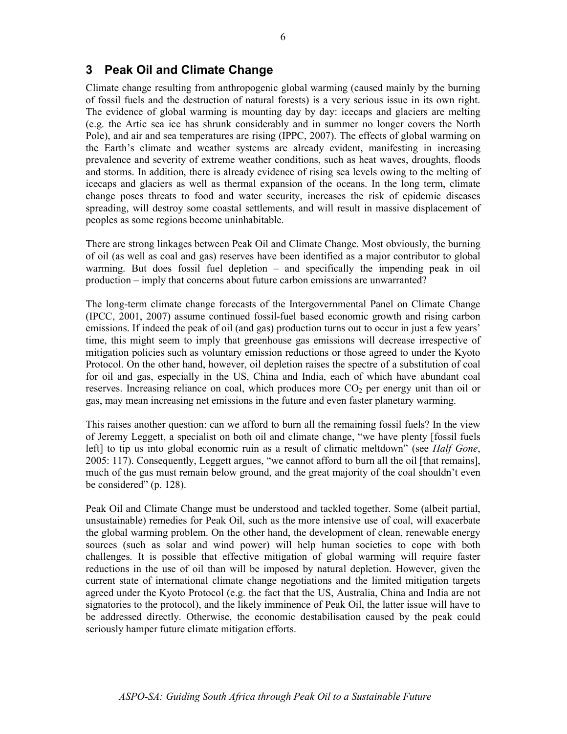## 3 Peak Oil and Climate Change

Climate change resulting from anthropogenic global warming (caused mainly by the burning of fossil fuels and the destruction of natural forests) is a very serious issue in its own right. The evidence of global warming is mounting day by day: icecaps and glaciers are melting (e.g. the Artic sea ice has shrunk considerably and in summer no longer covers the North Pole), and air and sea temperatures are rising (IPPC, 2007). The effects of global warming on the Earth's climate and weather systems are already evident, manifesting in increasing prevalence and severity of extreme weather conditions, such as heat waves, droughts, floods and storms. In addition, there is already evidence of rising sea levels owing to the melting of icecaps and glaciers as well as thermal expansion of the oceans. In the long term, climate change poses threats to food and water security, increases the risk of epidemic diseases spreading, will destroy some coastal settlements, and will result in massive displacement of peoples as some regions become uninhabitable.

There are strong linkages between Peak Oil and Climate Change. Most obviously, the burning of oil (as well as coal and gas) reserves have been identified as a major contributor to global warming. But does fossil fuel depletion – and specifically the impending peak in oil production – imply that concerns about future carbon emissions are unwarranted?

The long-term climate change forecasts of the Intergovernmental Panel on Climate Change (IPCC, 2001, 2007) assume continued fossil-fuel based economic growth and rising carbon emissions. If indeed the peak of oil (and gas) production turns out to occur in just a few years' time, this might seem to imply that greenhouse gas emissions will decrease irrespective of mitigation policies such as voluntary emission reductions or those agreed to under the Kyoto Protocol. On the other hand, however, oil depletion raises the spectre of a substitution of coal for oil and gas, especially in the US, China and India, each of which have abundant coal reserves. Increasing reliance on coal, which produces more $CO_2$ per energy unit than oil or gas, may mean increasing net emissions in the future and even faster planetary warming.

This raises another question: can we afford to burn all the remaining fossil fuels? In the view of Jeremy Leggett, a specialist on both oil and climate change, "we have plenty [fossil fuels left] to tip us into global economic ruin as a result of climatic meltdown" (see *Half Gone*, 2005: 117). Consequently, Leggett argues, "we cannot afford to burn all the oil [that remains], much of the gas must remain below ground, and the great majority of the coal shouldn't even be considered" (p. 128).

Peak Oil and Climate Change must be understood and tackled together. Some (albeit partial, unsustainable) remedies for Peak Oil, such as the more intensive use of coal, will exacerbate the global warming problem. On the other hand, the development of clean, renewable energy sources (such as solar and wind power) will help human societies to cope with both challenges. It is possible that effective mitigation of global warming will require faster reductions in the use of oil than will be imposed by natural depletion. However, given the current state of international climate change negotiations and the limited mitigation targets agreed under the Kyoto Protocol (e.g. the fact that the US, Australia, China and India are not signatories to the protocol), and the likely imminence of Peak Oil, the latter issue will have to be addressed directly. Otherwise, the economic destabilisation caused by the peak could seriously hamper future climate mitigation efforts.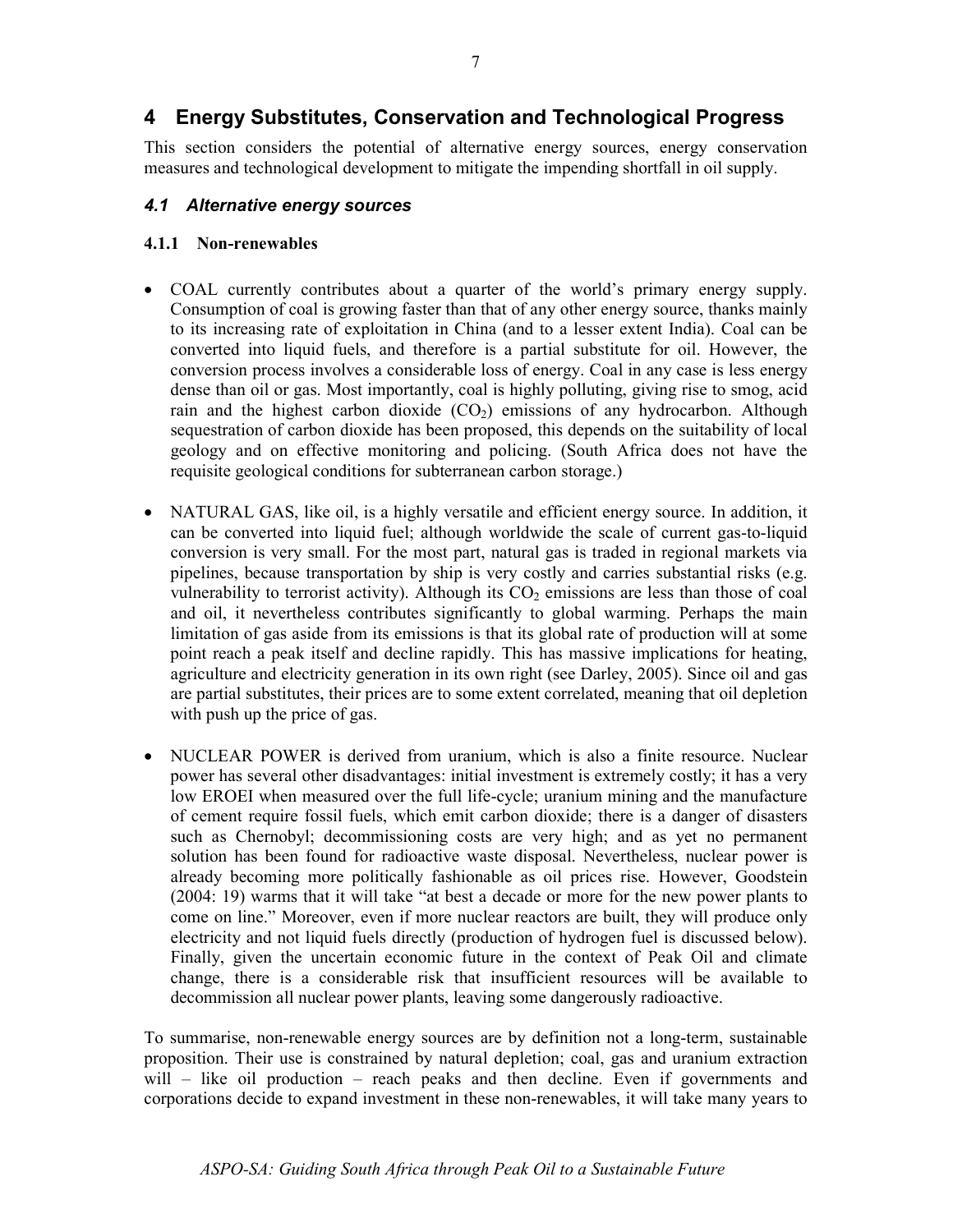# 4 Energy Substitutes, Conservation and Technological Progress

This section considers the potential of alternative energy sources, energy conservation measures and technological development to mitigate the impending shortfall in oil supply.

## *4.1 Alternative energy sources*

### 4.1.1 Non-renewables

- COAL currently contributes about a quarter of the world's primary energy supply. Consumption of coal is growing faster than that of any other energy source, thanks mainly to its increasing rate of exploitation in China (and to a lesser extent India). Coal can be converted into liquid fuels, and therefore is a partial substitute for oil. However, the conversion process involves a considerable loss of energy. Coal in any case is less energy dense than oil or gas. Most importantly, coal is highly polluting, giving rise to smog, acid rain and the highest carbon dioxide ($CO_2$) emissions of any hydrocarbon. Although sequestration of carbon dioxide has been proposed, this depends on the suitability of local geology and on effective monitoring and policing. (South Africa does not have the requisite geological conditions for subterranean carbon storage.)

- NATURAL GAS, like oil, is a highly versatile and efficient energy source. In addition, it can be converted into liquid fuel; although worldwide the scale of current gas-to-liquid conversion is very small. For the most part, natural gas is traded in regional markets via pipelines, because transportation by ship is very costly and carries substantial risks (e.g. vulnerability to terrorist activity). Although its $CO_2$ emissions are less than those of coal and oil, it nevertheless contributes significantly to global warming. Perhaps the main limitation of gas aside from its emissions is that its global rate of production will at some point reach a peak itself and decline rapidly. This has massive implications for heating, agriculture and electricity generation in its own right (see Darley, 2005). Since oil and gas are partial substitutes, their prices are to some extent correlated, meaning that oil depletion with push up the price of gas.

- NUCLEAR POWER is derived from uranium, which is also a finite resource. Nuclear power has several other disadvantages: initial investment is extremely costly; it has a very low EROEI when measured over the full life-cycle; uranium mining and the manufacture of cement require fossil fuels, which emit carbon dioxide; there is a danger of disasters such as Chernobyl; decommissioning costs are very high; and as yet no permanent solution has been found for radioactive waste disposal. Nevertheless, nuclear power is already becoming more politically fashionable as oil prices rise. However, Goodstein (2004: 19) warms that it will take "at best a decade or more for the new power plants to come on line." Moreover, even if more nuclear reactors are built, they will produce only electricity and not liquid fuels directly (production of hydrogen fuel is discussed below). Finally, given the uncertain economic future in the context of Peak Oil and climate change, there is a considerable risk that insufficient resources will be available to decommission all nuclear power plants, leaving some dangerously radioactive.

To summarise, non-renewable energy sources are by definition not a long-term, sustainable proposition. Their use is constrained by natural depletion; coal, gas and uranium extraction will – like oil production – reach peaks and then decline. Even if governments and corporations decide to expand investment in these non-renewables, it will take many years to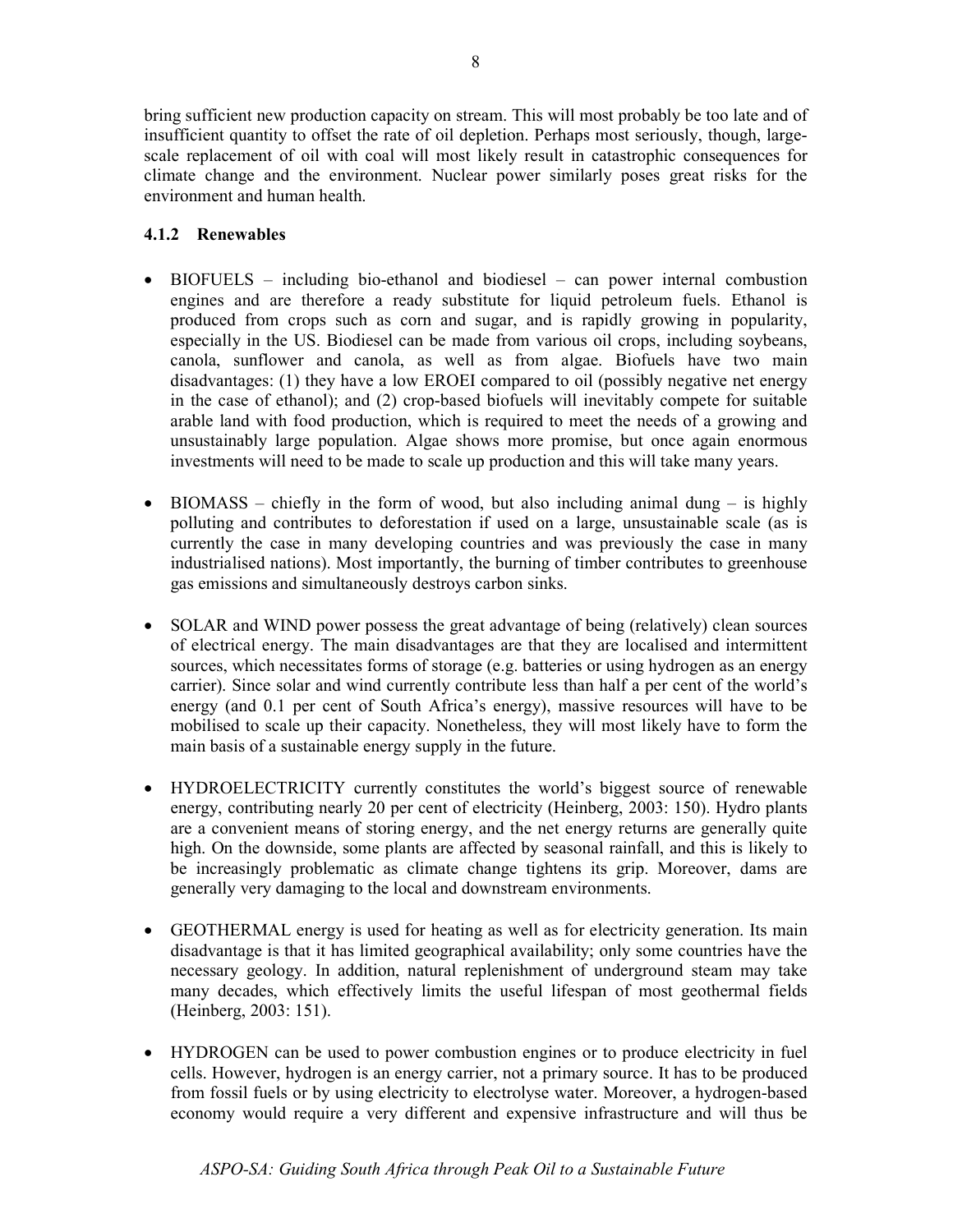bring sufficient new production capacity on stream. This will most probably be too late and of insufficient quantity to offset the rate of oil depletion. Perhaps most seriously, though, large-scale replacement of oil with coal will most likely result in catastrophic consequences for climate change and the environment. Nuclear power similarly poses great risks for the environment and human health.

### 4.1.2 Renewables

- BIOFUELS – including bio-ethanol and biodiesel – can power internal combustion engines and are therefore a ready substitute for liquid petroleum fuels. Ethanol is produced from crops such as corn and sugar, and is rapidly growing in popularity, especially in the US. Biodiesel can be made from various oil crops, including soybeans, canola, sunflower and canola, as well as from algae. Biofuels have two main disadvantages: (1) they have a low EROEI compared to oil (possibly negative net energy in the case of ethanol); and (2) crop-based biofuels will inevitably compete for suitable arable land with food production, which is required to meet the needs of a growing and unsustainably large population. Algae shows more promise, but once again enormous investments will need to be made to scale up production and this will take many years.

- BIOMASS – chiefly in the form of wood, but also including animal dung – is highly polluting and contributes to deforestation if used on a large, unsustainable scale (as is currently the case in many developing countries and was previously the case in many industrialised nations). Most importantly, the burning of timber contributes to greenhouse gas emissions and simultaneously destroys carbon sinks.

- SOLAR and WIND power possess the great advantage of being (relatively) clean sources of electrical energy. The main disadvantages are that they are localised and intermittent sources, which necessitates forms of storage (e.g. batteries or using hydrogen as an energy carrier). Since solar and wind currently contribute less than half a per cent of the world's energy (and 0.1 per cent of South Africa's energy), massive resources will have to be mobilised to scale up their capacity. Nonetheless, they will most likely have to form the main basis of a sustainable energy supply in the future.

- HYDROELECTRICITY currently constitutes the world's biggest source of renewable energy, contributing nearly 20 per cent of electricity (Heinberg, 2003: 150). Hydro plants are a convenient means of storing energy, and the net energy returns are generally quite high. On the downside, some plants are affected by seasonal rainfall, and this is likely to be increasingly problematic as climate change tightens its grip. Moreover, dams are generally very damaging to the local and downstream environments.

- GEOTHERMAL energy is used for heating as well as for electricity generation. Its main disadvantage is that it has limited geographical availability; only some countries have the necessary geology. In addition, natural replenishment of underground steam may take many decades, which effectively limits the useful lifespan of most geothermal fields (Heinberg, 2003: 151).

- HYDROGEN can be used to power combustion engines or to produce electricity in fuel cells. However, hydrogen is an energy carrier, not a primary source. It has to be produced from fossil fuels or by using electricity to electrolyse water. Moreover, a hydrogen-based economy would require a very different and expensive infrastructure and will thus be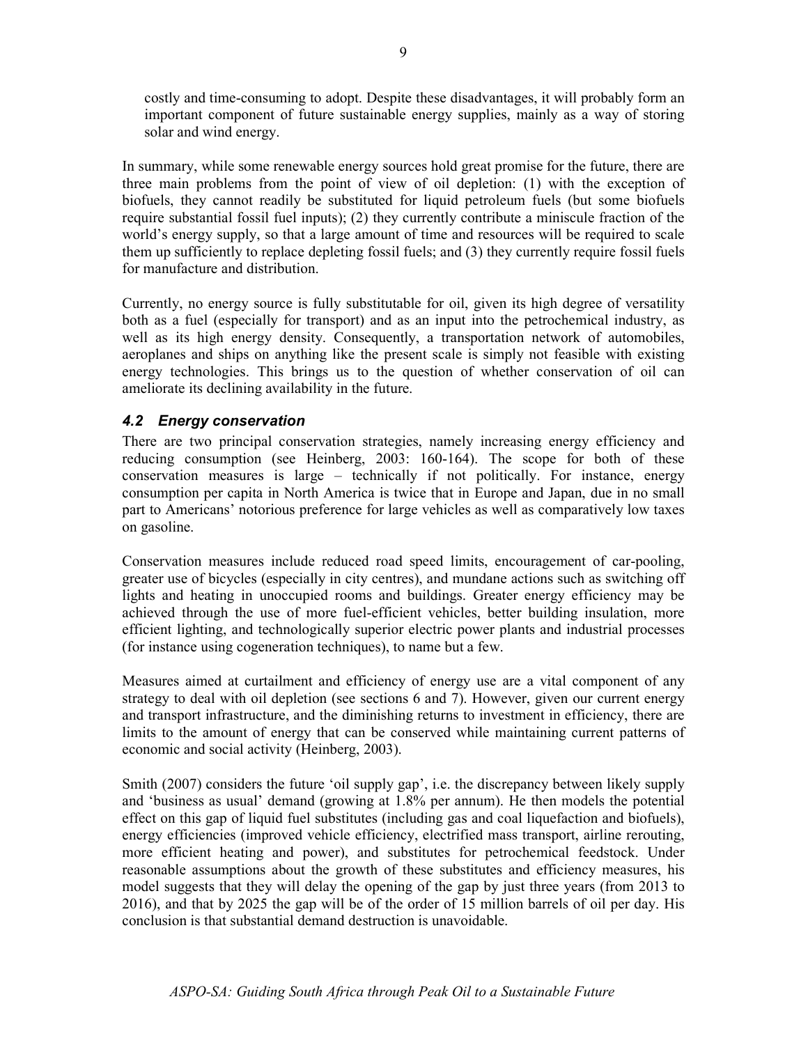costly and time-consuming to adopt. Despite these disadvantages, it will probably form an important component of future sustainable energy supplies, mainly as a way of storing solar and wind energy.

In summary, while some renewable energy sources hold great promise for the future, there are three main problems from the point of view of oil depletion: (1) with the exception of biofuels, they cannot readily be substituted for liquid petroleum fuels (but some biofuels require substantial fossil fuel inputs); (2) they currently contribute a miniscule fraction of the world's energy supply, so that a large amount of time and resources will be required to scale them up sufficiently to replace depleting fossil fuels; and (3) they currently require fossil fuels for manufacture and distribution.

Currently, no energy source is fully substitutable for oil, given its high degree of versatility both as a fuel (especially for transport) and as an input into the petrochemical industry, as well as its high energy density. Consequently, a transportation network of automobiles, aeroplanes and ships on anything like the present scale is simply not feasible with existing energy technologies. This brings us to the question of whether conservation of oil can ameliorate its declining availability in the future.

### *4.2 Energy conservation*

There are two principal conservation strategies, namely increasing energy efficiency and reducing consumption (see Heinberg, 2003: 160-164). The scope for both of these conservation measures is large – technically if not politically. For instance, energy consumption per capita in North America is twice that in Europe and Japan, due in no small part to Americans' notorious preference for large vehicles as well as comparatively low taxes on gasoline.

Conservation measures include reduced road speed limits, encouragement of car-pooling, greater use of bicycles (especially in city centres), and mundane actions such as switching off lights and heating in unoccupied rooms and buildings. Greater energy efficiency may be achieved through the use of more fuel-efficient vehicles, better building insulation, more efficient lighting, and technologically superior electric power plants and industrial processes (for instance using cogeneration techniques), to name but a few.

Measures aimed at curtailment and efficiency of energy use are a vital component of any strategy to deal with oil depletion (see sections 6 and 7). However, given our current energy and transport infrastructure, and the diminishing returns to investment in efficiency, there are limits to the amount of energy that can be conserved while maintaining current patterns of economic and social activity (Heinberg, 2003).

Smith (2007) considers the future 'oil supply gap', i.e. the discrepancy between likely supply and 'business as usual' demand (growing at 1.8% per annum). He then models the potential effect on this gap of liquid fuel substitutes (including gas and coal liquefaction and biofuels), energy efficiencies (improved vehicle efficiency, electrified mass transport, airline rerouting, more efficient heating and power), and substitutes for petrochemical feedstock. Under reasonable assumptions about the growth of these substitutes and efficiency measures, his model suggests that they will delay the opening of the gap by just three years (from 2013 to 2016), and that by 2025 the gap will be of the order of 15 million barrels of oil per day. His conclusion is that substantial demand destruction is unavoidable.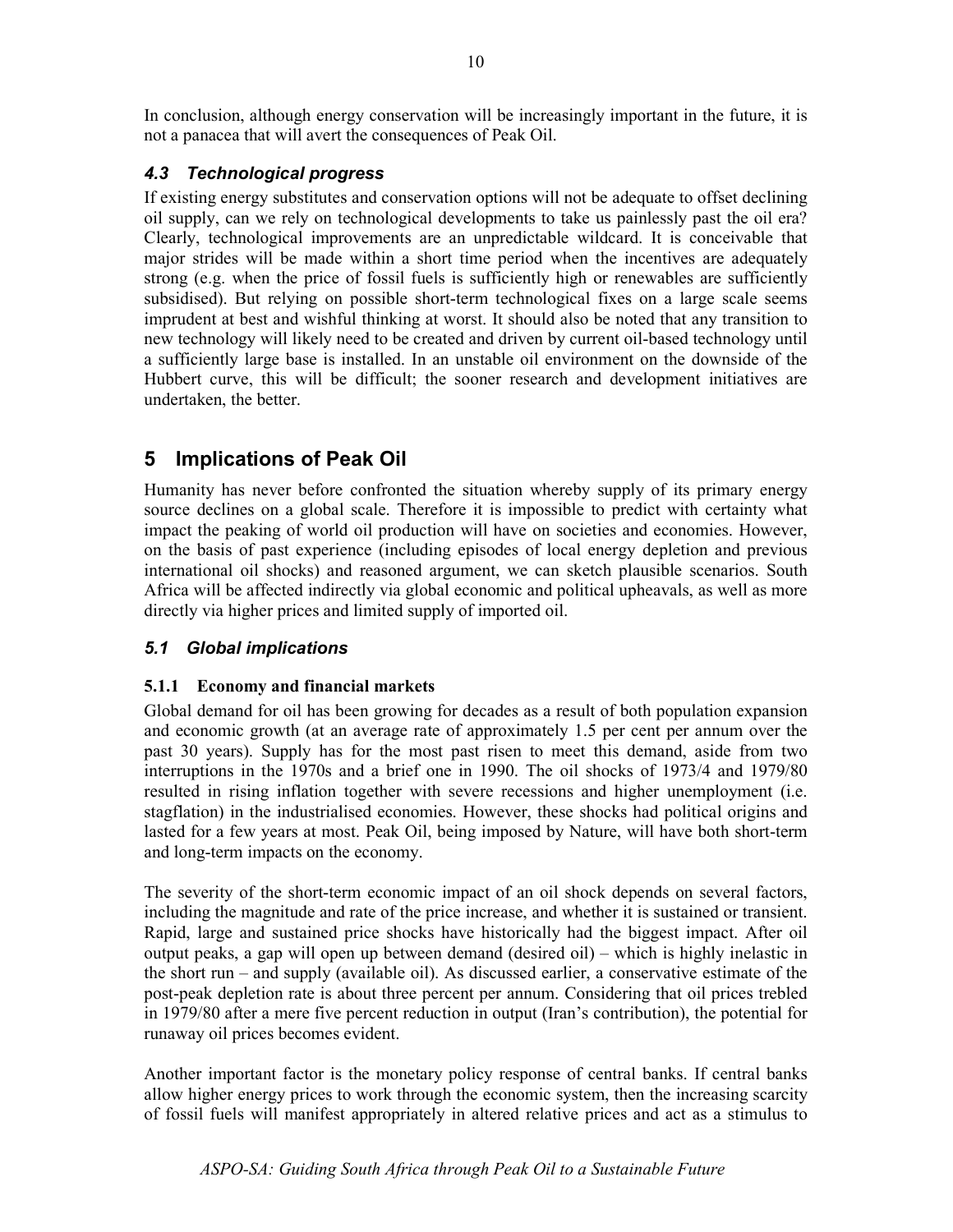In conclusion, although energy conservation will be increasingly important in the future, it is not a panacea that will avert the consequences of Peak Oil.

### *4.3 Technological progress*

If existing energy substitutes and conservation options will not be adequate to offset declining oil supply, can we rely on technological developments to take us painlessly past the oil era? Clearly, technological improvements are an unpredictable wildcard. It is conceivable that major strides will be made within a short time period when the incentives are adequately strong (e.g. when the price of fossil fuels is sufficiently high or renewables are sufficiently subsidised). But relying on possible short-term technological fixes on a large scale seems imprudent at best and wishful thinking at worst. It should also be noted that any transition to new technology will likely need to be created and driven by current oil-based technology until a sufficiently large base is installed. In an unstable oil environment on the downside of the Hubbert curve, this will be difficult; the sooner research and development initiatives are undertaken, the better.

## 5 Implications of Peak Oil

Humanity has never before confronted the situation whereby supply of its primary energy source declines on a global scale. Therefore it is impossible to predict with certainty what impact the peaking of world oil production will have on societies and economies. However, on the basis of past experience (including episodes of local energy depletion and previous international oil shocks) and reasoned argument, we can sketch plausible scenarios. South Africa will be affected indirectly via global economic and political upheavals, as well as more directly via higher prices and limited supply of imported oil.

### *5.1 Global implications*

#### 5.1.1 Economy and financial markets

Global demand for oil has been growing for decades as a result of both population expansion and economic growth (at an average rate of approximately 1.5 per cent per annum over the past 30 years). Supply has for the most past risen to meet this demand, aside from two interruptions in the 1970s and a brief one in 1990. The oil shocks of 1973/4 and 1979/80 resulted in rising inflation together with severe recessions and higher unemployment (i.e. stagflation) in the industrialised economies. However, these shocks had political origins and lasted for a few years at most. Peak Oil, being imposed by Nature, will have both short-term and long-term impacts on the economy.

The severity of the short-term economic impact of an oil shock depends on several factors, including the magnitude and rate of the price increase, and whether it is sustained or transient. Rapid, large and sustained price shocks have historically had the biggest impact. After oil output peaks, a gap will open up between demand (desired oil) – which is highly inelastic in the short run – and supply (available oil). As discussed earlier, a conservative estimate of the post-peak depletion rate is about three percent per annum. Considering that oil prices trebled in 1979/80 after a mere five percent reduction in output (Iran's contribution), the potential for runaway oil prices becomes evident.

Another important factor is the monetary policy response of central banks. If central banks allow higher energy prices to work through the economic system, then the increasing scarcity of fossil fuels will manifest appropriately in altered relative prices and act as a stimulus to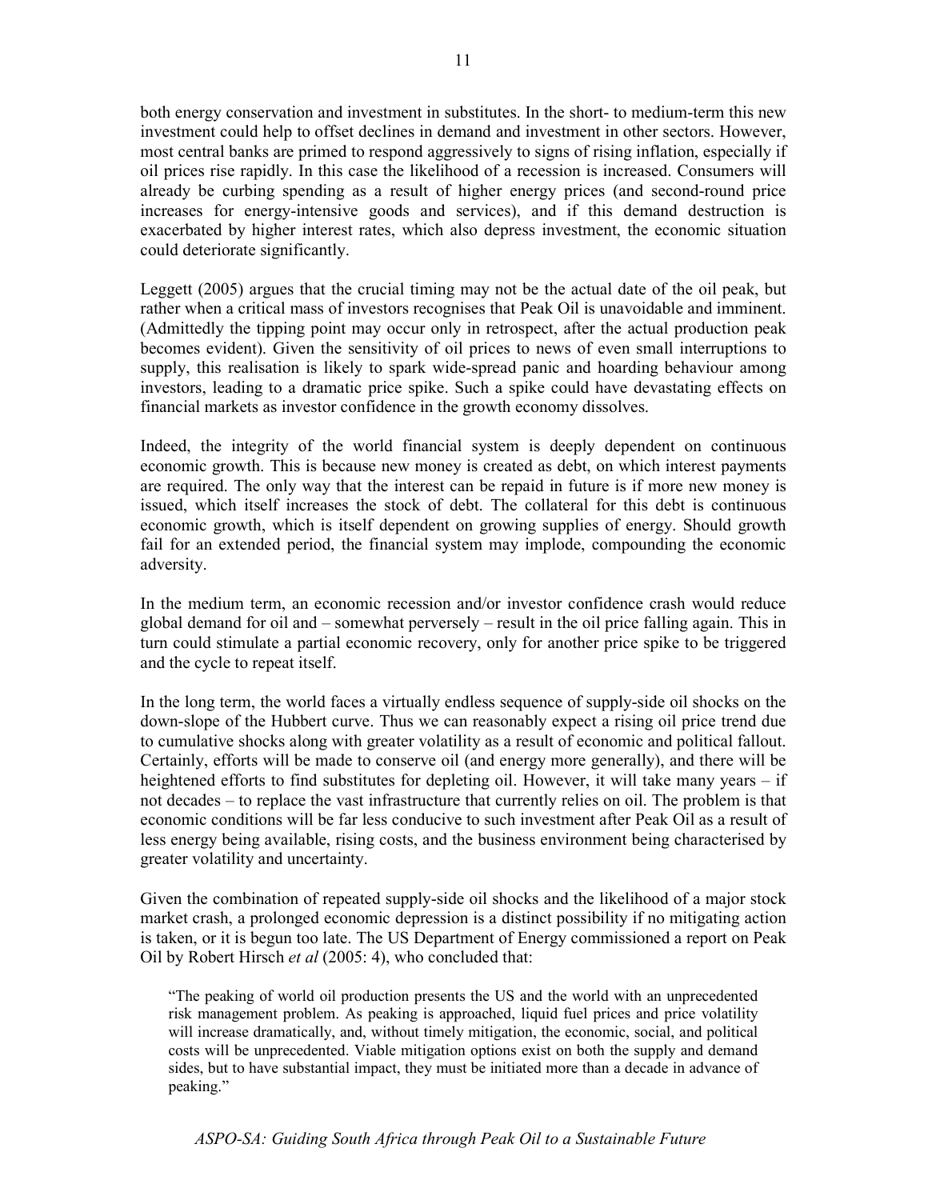both energy conservation and investment in substitutes. In the short- to medium-term this new investment could help to offset declines in demand and investment in other sectors. However, most central banks are primed to respond aggressively to signs of rising inflation, especially if oil prices rise rapidly. In this case the likelihood of a recession is increased. Consumers will already be curbing spending as a result of higher energy prices (and second-round price increases for energy-intensive goods and services), and if this demand destruction is exacerbated by higher interest rates, which also depress investment, the economic situation could deteriorate significantly.

Leggett (2005) argues that the crucial timing may not be the actual date of the oil peak, but rather when a critical mass of investors recognises that Peak Oil is unavoidable and imminent. (Admittedly the tipping point may occur only in retrospect, after the actual production peak becomes evident). Given the sensitivity of oil prices to news of even small interruptions to supply, this realisation is likely to spark wide-spread panic and hoarding behaviour among investors, leading to a dramatic price spike. Such a spike could have devastating effects on financial markets as investor confidence in the growth economy dissolves.

Indeed, the integrity of the world financial system is deeply dependent on continuous economic growth. This is because new money is created as debt, on which interest payments are required. The only way that the interest can be repaid in future is if more new money is issued, which itself increases the stock of debt. The collateral for this debt is continuous economic growth, which is itself dependent on growing supplies of energy. Should growth fail for an extended period, the financial system may implode, compounding the economic adversity.

In the medium term, an economic recession and/or investor confidence crash would reduce global demand for oil and – somewhat perversely – result in the oil price falling again. This in turn could stimulate a partial economic recovery, only for another price spike to be triggered and the cycle to repeat itself.

In the long term, the world faces a virtually endless sequence of supply-side oil shocks on the down-slope of the Hubbert curve. Thus we can reasonably expect a rising oil price trend due to cumulative shocks along with greater volatility as a result of economic and political fallout. Certainly, efforts will be made to conserve oil (and energy more generally), and there will be heightened efforts to find substitutes for depleting oil. However, it will take many years – if not decades – to replace the vast infrastructure that currently relies on oil. The problem is that economic conditions will be far less conducive to such investment after Peak Oil as a result of less energy being available, rising costs, and the business environment being characterised by greater volatility and uncertainty.

Given the combination of repeated supply-side oil shocks and the likelihood of a major stock market crash, a prolonged economic depression is a distinct possibility if no mitigating action is taken, or it is begun too late. The US Department of Energy commissioned a report on Peak Oil by Robert Hirsch *et al* (2005: 4), who concluded that:

> "The peaking of world oil production presents the US and the world with an unprecedented risk management problem. As peaking is approached, liquid fuel prices and price volatility will increase dramatically, and, without timely mitigation, the economic, social, and political costs will be unprecedented. Viable mitigation options exist on both the supply and demand sides, but to have substantial impact, they must be initiated more than a decade in advance of peaking."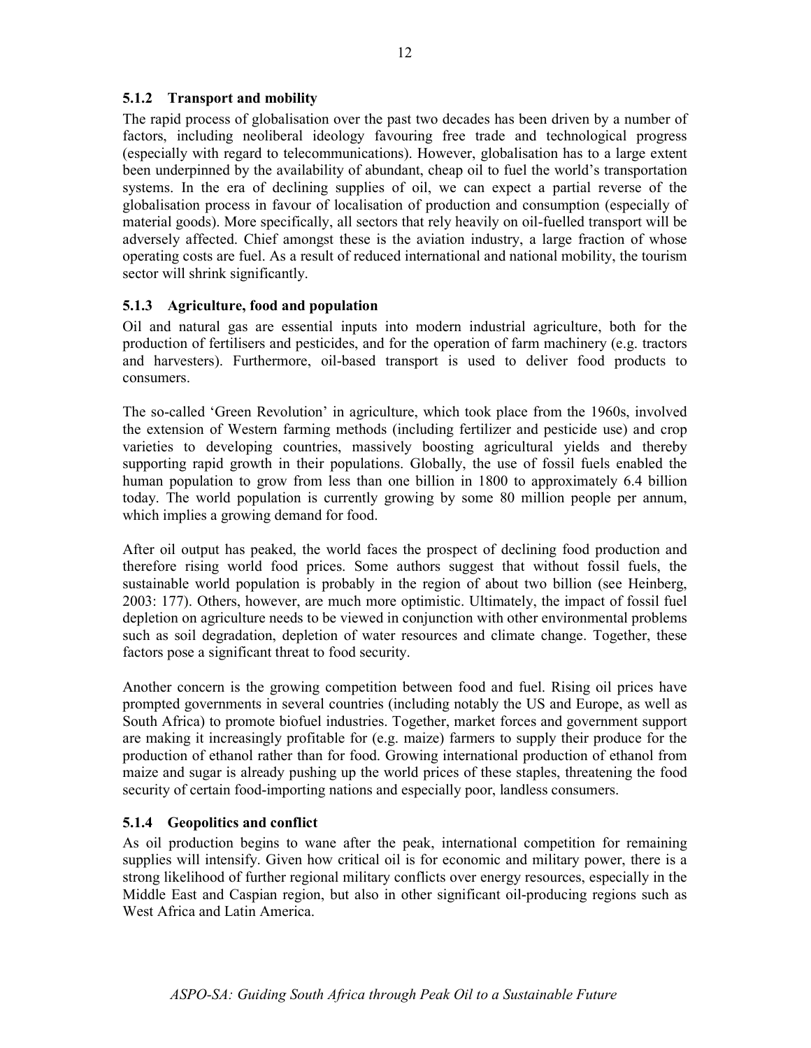### 5.1.2 Transport and mobility

The rapid process of globalisation over the past two decades has been driven by a number of factors, including neoliberal ideology favouring free trade and technological progress (especially with regard to telecommunications). However, globalisation has to a large extent been underpinned by the availability of abundant, cheap oil to fuel the world's transportation systems. In the era of declining supplies of oil, we can expect a partial reverse of the globalisation process in favour of localisation of production and consumption (especially of material goods). More specifically, all sectors that rely heavily on oil-fuelled transport will be adversely affected. Chief amongst these is the aviation industry, a large fraction of whose operating costs are fuel. As a result of reduced international and national mobility, the tourism sector will shrink significantly.

### 5.1.3 Agriculture, food and population

Oil and natural gas are essential inputs into modern industrial agriculture, both for the production of fertilisers and pesticides, and for the operation of farm machinery (e.g. tractors and harvesters). Furthermore, oil-based transport is used to deliver food products to consumers.

The so-called 'Green Revolution' in agriculture, which took place from the 1960s, involved the extension of Western farming methods (including fertilizer and pesticide use) and crop varieties to developing countries, massively boosting agricultural yields and thereby supporting rapid growth in their populations. Globally, the use of fossil fuels enabled the human population to grow from less than one billion in 1800 to approximately 6.4 billion today. The world population is currently growing by some 80 million people per annum, which implies a growing demand for food.

After oil output has peaked, the world faces the prospect of declining food production and therefore rising world food prices. Some authors suggest that without fossil fuels, the sustainable world population is probably in the region of about two billion (see Heinberg, 2003: 177). Others, however, are much more optimistic. Ultimately, the impact of fossil fuel depletion on agriculture needs to be viewed in conjunction with other environmental problems such as soil degradation, depletion of water resources and climate change. Together, these factors pose a significant threat to food security.

Another concern is the growing competition between food and fuel. Rising oil prices have prompted governments in several countries (including notably the US and Europe, as well as South Africa) to promote biofuel industries. Together, market forces and government support are making it increasingly profitable for (e.g. maize) farmers to supply their produce for the production of ethanol rather than for food. Growing international production of ethanol from maize and sugar is already pushing up the world prices of these staples, threatening the food security of certain food-importing nations and especially poor, landless consumers.

### 5.1.4 Geopolitics and conflict

As oil production begins to wane after the peak, international competition for remaining supplies will intensify. Given how critical oil is for economic and military power, there is a strong likelihood of further regional military conflicts over energy resources, especially in the Middle East and Caspian region, but also in other significant oil-producing regions such as West Africa and Latin America.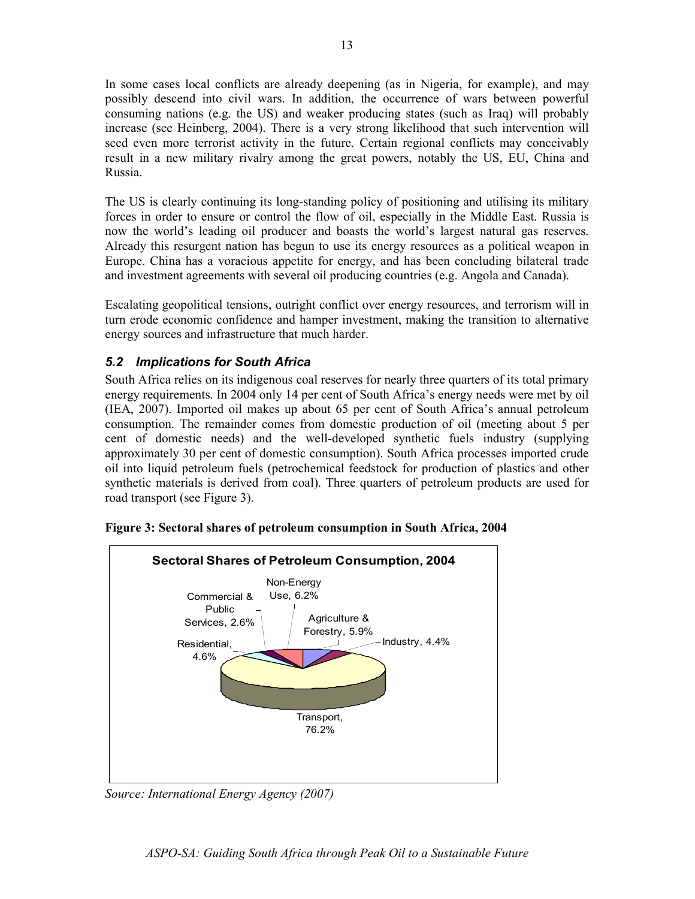In some cases local conflicts are already deepening (as in Nigeria, for example), and may possibly descend into civil wars. In addition, the occurrence of wars between powerful consuming nations (e.g. the US) and weaker producing states (such as Iraq) will probably increase (see Heinberg, 2004). There is a very strong likelihood that such intervention will seed even more terrorist activity in the future. Certain regional conflicts may conceivably result in a new military rivalry among the great powers, notably the US, EU, China and Russia.

The US is clearly continuing its long-standing policy of positioning and utilising its military forces in order to ensure or control the flow of oil, especially in the Middle East. Russia is now the world's leading oil producer and boasts the world's largest natural gas reserves. Already this resurgent nation has begun to use its energy resources as a political weapon in Europe. China has a voracious appetite for energy, and has been concluding bilateral trade and investment agreements with several oil producing countries (e.g. Angola and Canada).

Escalating geopolitical tensions, outright conflict over energy resources, and terrorism will in turn erode economic confidence and hamper investment, making the transition to alternative energy sources and infrastructure that much harder.

### *5.2 Implications for South Africa*

South Africa relies on its indigenous coal reserves for nearly three quarters of its total primary energy requirements. In 2004 only 14 per cent of South Africa's energy needs were met by oil (IEA, 2007). Imported oil makes up about 65 per cent of South Africa's annual petroleum consumption. The remainder comes from domestic production of oil (meeting about 5 per cent of domestic needs) and the well-developed synthetic fuels industry (supplying approximately 30 per cent of domestic consumption). South Africa processes imported crude oil into liquid petroleum fuels (petrochemical feedstock for production of plastics and other synthetic materials is derived from coal). Three quarters of petroleum products are used for road transport (see Figure 3).

**Figure 3: Sectoral shares of petroleum consumption in South Africa, 2004**

**Sectoral Shares of Petroleum Consumption, 2004**

| Sector | Share |
| --- | --- |
| Transport | 76.2% |
| Non-Energy Use | 6.2% |
| Agriculture & Forestry | 5.9% |
| Residential | 4.6% |
| Industry | 4.4% |
| Commercial & Public Services | 2.6% |

*Source: International Energy Agency (2007)*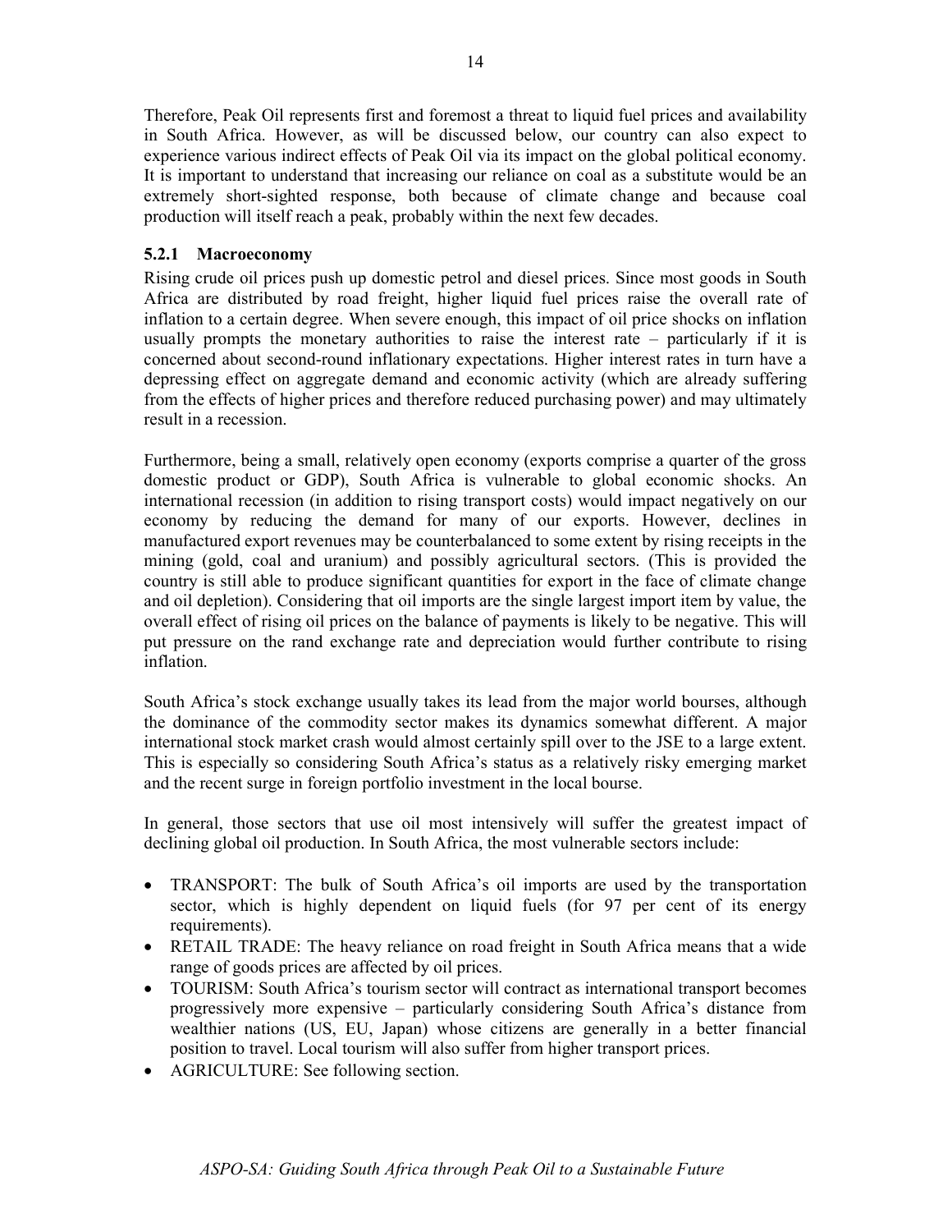Therefore, Peak Oil represents first and foremost a threat to liquid fuel prices and availability in South Africa. However, as will be discussed below, our country can also expect to experience various indirect effects of Peak Oil via its impact on the global political economy. It is important to understand that increasing our reliance on coal as a substitute would be an extremely short-sighted response, both because of climate change and because coal production will itself reach a peak, probably within the next few decades.

### 5.2.1 Macroeconomy

Rising crude oil prices push up domestic petrol and diesel prices. Since most goods in South Africa are distributed by road freight, higher liquid fuel prices raise the overall rate of inflation to a certain degree. When severe enough, this impact of oil price shocks on inflation usually prompts the monetary authorities to raise the interest rate – particularly if it is concerned about second-round inflationary expectations. Higher interest rates in turn have a depressing effect on aggregate demand and economic activity (which are already suffering from the effects of higher prices and therefore reduced purchasing power) and may ultimately result in a recession.

Furthermore, being a small, relatively open economy (exports comprise a quarter of the gross domestic product or GDP), South Africa is vulnerable to global economic shocks. An international recession (in addition to rising transport costs) would impact negatively on our economy by reducing the demand for many of our exports. However, declines in manufactured export revenues may be counterbalanced to some extent by rising receipts in the mining (gold, coal and uranium) and possibly agricultural sectors. (This is provided the country is still able to produce significant quantities for export in the face of climate change and oil depletion). Considering that oil imports are the single largest import item by value, the overall effect of rising oil prices on the balance of payments is likely to be negative. This will put pressure on the rand exchange rate and depreciation would further contribute to rising inflation.

South Africa's stock exchange usually takes its lead from the major world bourses, although the dominance of the commodity sector makes its dynamics somewhat different. A major international stock market crash would almost certainly spill over to the JSE to a large extent. This is especially so considering South Africa's status as a relatively risky emerging market and the recent surge in foreign portfolio investment in the local bourse.

In general, those sectors that use oil most intensively will suffer the greatest impact of declining global oil production. In South Africa, the most vulnerable sectors include:

- TRANSPORT: The bulk of South Africa's oil imports are used by the transportation sector, which is highly dependent on liquid fuels (for 97 per cent of its energy requirements).
- RETAIL TRADE: The heavy reliance on road freight in South Africa means that a wide range of goods prices are affected by oil prices.
- TOURISM: South Africa's tourism sector will contract as international transport becomes progressively more expensive – particularly considering South Africa's distance from wealthier nations (US, EU, Japan) whose citizens are generally in a better financial position to travel. Local tourism will also suffer from higher transport prices.
- AGRICULTURE: See following section.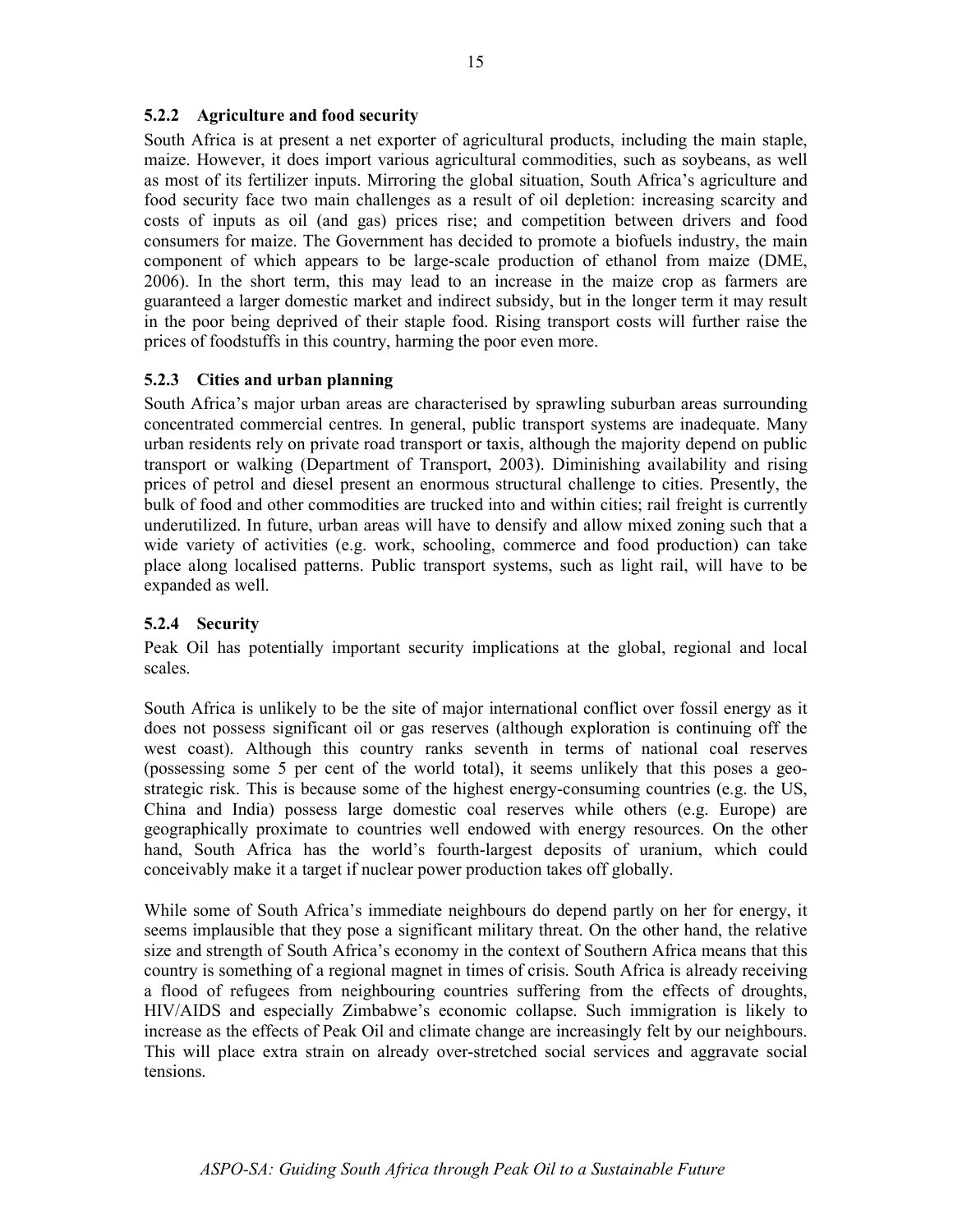### 5.2.2 Agriculture and food security

South Africa is at present a net exporter of agricultural products, including the main staple, maize. However, it does import various agricultural commodities, such as soybeans, as well as most of its fertilizer inputs. Mirroring the global situation, South Africa's agriculture and food security face two main challenges as a result of oil depletion: increasing scarcity and costs of inputs as oil (and gas) prices rise; and competition between drivers and food consumers for maize. The Government has decided to promote a biofuels industry, the main component of which appears to be large-scale production of ethanol from maize (DME, 2006). In the short term, this may lead to an increase in the maize crop as farmers are guaranteed a larger domestic market and indirect subsidy, but in the longer term it may result in the poor being deprived of their staple food. Rising transport costs will further raise the prices of foodstuffs in this country, harming the poor even more.

### 5.2.3 Cities and urban planning

South Africa's major urban areas are characterised by sprawling suburban areas surrounding concentrated commercial centres. In general, public transport systems are inadequate. Many urban residents rely on private road transport or taxis, although the majority depend on public transport or walking (Department of Transport, 2003). Diminishing availability and rising prices of petrol and diesel present an enormous structural challenge to cities. Presently, the bulk of food and other commodities are trucked into and within cities; rail freight is currently underutilized. In future, urban areas will have to densify and allow mixed zoning such that a wide variety of activities (e.g. work, schooling, commerce and food production) can take place along localised patterns. Public transport systems, such as light rail, will have to be expanded as well.

### 5.2.4 Security

Peak Oil has potentially important security implications at the global, regional and local scales.

South Africa is unlikely to be the site of major international conflict over fossil energy as it does not possess significant oil or gas reserves (although exploration is continuing off the west coast). Although this country ranks seventh in terms of national coal reserves (possessing some 5 per cent of the world total), it seems unlikely that this poses a geo-strategic risk. This is because some of the highest energy-consuming countries (e.g. the US, China and India) possess large domestic coal reserves while others (e.g. Europe) are geographically proximate to countries well endowed with energy resources. On the other hand, South Africa has the world's fourth-largest deposits of uranium, which could conceivably make it a target if nuclear power production takes off globally.

While some of South Africa's immediate neighbours do depend partly on her for energy, it seems implausible that they pose a significant military threat. On the other hand, the relative size and strength of South Africa's economy in the context of Southern Africa means that this country is something of a regional magnet in times of crisis. South Africa is already receiving a flood of refugees from neighbouring countries suffering from the effects of droughts, HIV/AIDS and especially Zimbabwe's economic collapse. Such immigration is likely to increase as the effects of Peak Oil and climate change are increasingly felt by our neighbours. This will place extra strain on already over-stretched social services and aggravate social tensions.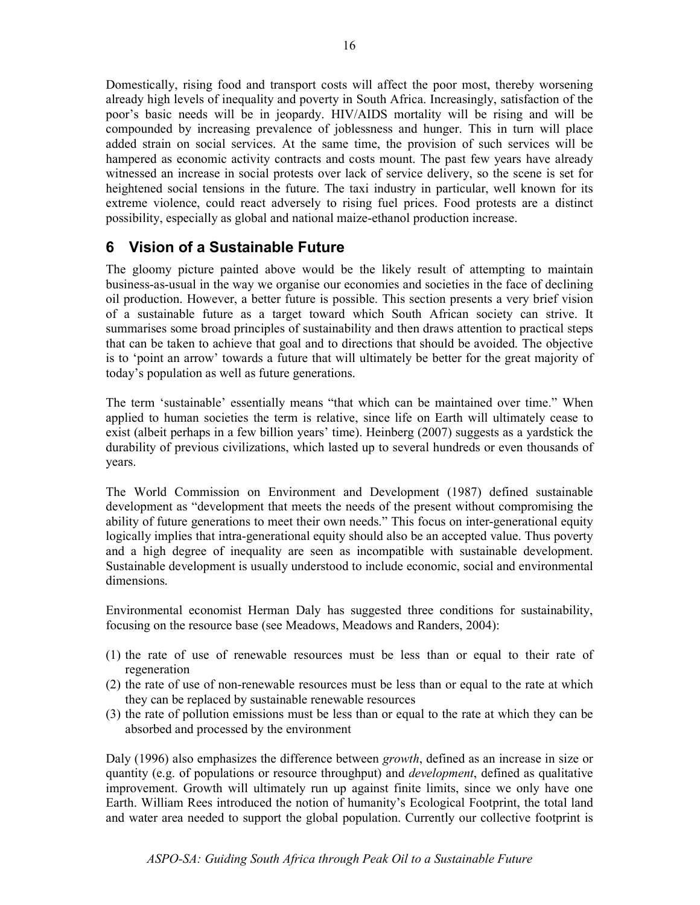Domestically, rising food and transport costs will affect the poor most, thereby worsening already high levels of inequality and poverty in South Africa. Increasingly, satisfaction of the poor's basic needs will be in jeopardy. HIV/AIDS mortality will be rising and will be compounded by increasing prevalence of joblessness and hunger. This in turn will place added strain on social services. At the same time, the provision of such services will be hampered as economic activity contracts and costs mount. The past few years have already witnessed an increase in social protests over lack of service delivery, so the scene is set for heightened social tensions in the future. The taxi industry in particular, well known for its extreme violence, could react adversely to rising fuel prices. Food protests are a distinct possibility, especially as global and national maize-ethanol production increase.

## 6 Vision of a Sustainable Future

The gloomy picture painted above would be the likely result of attempting to maintain business-as-usual in the way we organise our economies and societies in the face of declining oil production. However, a better future is possible. This section presents a very brief vision of a sustainable future as a target toward which South African society can strive. It summarises some broad principles of sustainability and then draws attention to practical steps that can be taken to achieve that goal and to directions that should be avoided. The objective is to 'point an arrow' towards a future that will ultimately be better for the great majority of today's population as well as future generations.

The term 'sustainable' essentially means "that which can be maintained over time." When applied to human societies the term is relative, since life on Earth will ultimately cease to exist (albeit perhaps in a few billion years' time). Heinberg (2007) suggests as a yardstick the durability of previous civilizations, which lasted up to several hundreds or even thousands of years.

The World Commission on Environment and Development (1987) defined sustainable development as "development that meets the needs of the present without compromising the ability of future generations to meet their own needs." This focus on inter-generational equity logically implies that intra-generational equity should also be an accepted value. Thus poverty and a high degree of inequality are seen as incompatible with sustainable development. Sustainable development is usually understood to include economic, social and environmental dimensions.

Environmental economist Herman Daly has suggested three conditions for sustainability, focusing on the resource base (see Meadows, Meadows and Randers, 2004):

(1) the rate of use of renewable resources must be less than or equal to their rate of regeneration
(2) the rate of use of non-renewable resources must be less than or equal to the rate at which they can be replaced by sustainable renewable resources
(3) the rate of pollution emissions must be less than or equal to the rate at which they can be absorbed and processed by the environment

Daly (1996) also emphasizes the difference between *growth*, defined as an increase in size or quantity (e.g. of populations or resource throughput) and *development*, defined as qualitative improvement. Growth will ultimately run up against finite limits, since we only have one Earth. William Rees introduced the notion of humanity's Ecological Footprint, the total land and water area needed to support the global population. Currently our collective footprint is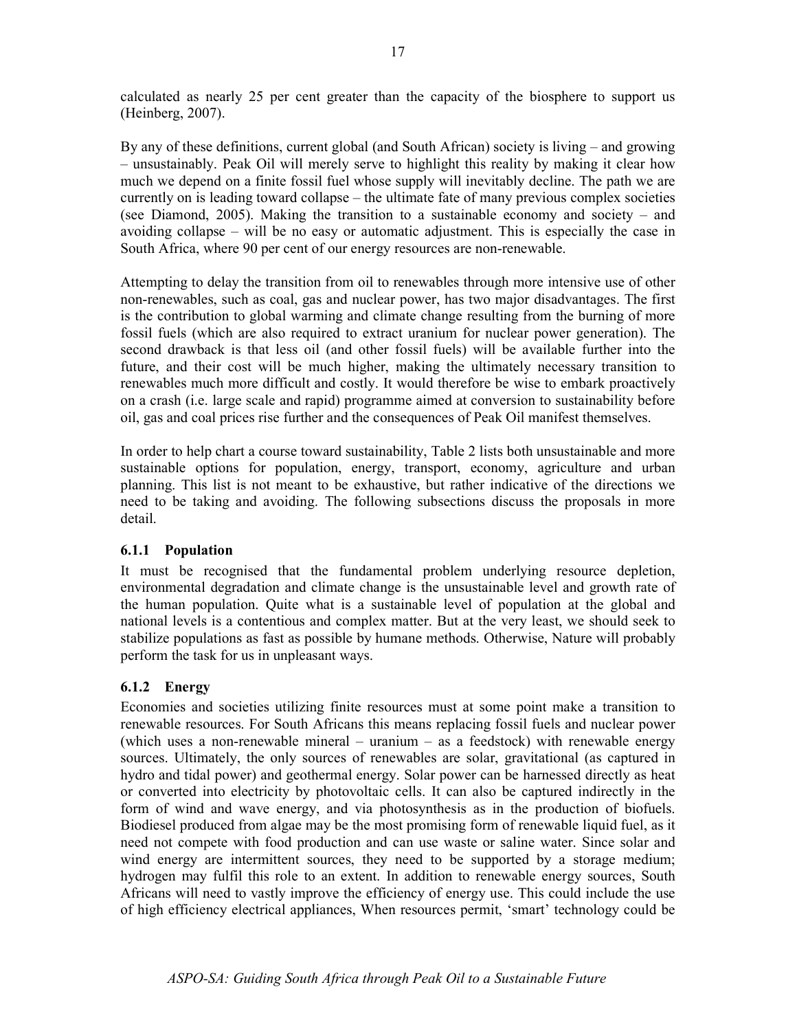calculated as nearly 25 per cent greater than the capacity of the biosphere to support us (Heinberg, 2007).

By any of these definitions, current global (and South African) society is living – and growing – unsustainably. Peak Oil will merely serve to highlight this reality by making it clear how much we depend on a finite fossil fuel whose supply will inevitably decline. The path we are currently on is leading toward collapse – the ultimate fate of many previous complex societies (see Diamond, 2005). Making the transition to a sustainable economy and society – and avoiding collapse – will be no easy or automatic adjustment. This is especially the case in South Africa, where 90 per cent of our energy resources are non-renewable.

Attempting to delay the transition from oil to renewables through more intensive use of other non-renewables, such as coal, gas and nuclear power, has two major disadvantages. The first is the contribution to global warming and climate change resulting from the burning of more fossil fuels (which are also required to extract uranium for nuclear power generation). The second drawback is that less oil (and other fossil fuels) will be available further into the future, and their cost will be much higher, making the ultimately necessary transition to renewables much more difficult and costly. It would therefore be wise to embark proactively on a crash (i.e. large scale and rapid) programme aimed at conversion to sustainability before oil, gas and coal prices rise further and the consequences of Peak Oil manifest themselves.

In order to help chart a course toward sustainability, Table 2 lists both unsustainable and more sustainable options for population, energy, transport, economy, agriculture and urban planning. This list is not meant to be exhaustive, but rather indicative of the directions we need to be taking and avoiding. The following subsections discuss the proposals in more detail.

### 6.1.1 Population

It must be recognised that the fundamental problem underlying resource depletion, environmental degradation and climate change is the unsustainable level and growth rate of the human population. Quite what is a sustainable level of population at the global and national levels is a contentious and complex matter. But at the very least, we should seek to stabilize populations as fast as possible by humane methods. Otherwise, Nature will probably perform the task for us in unpleasant ways.

### 6.1.2 Energy

Economies and societies utilizing finite resources must at some point make a transition to renewable resources. For South Africans this means replacing fossil fuels and nuclear power (which uses a non-renewable mineral – uranium – as a feedstock) with renewable energy sources. Ultimately, the only sources of renewables are solar, gravitational (as captured in hydro and tidal power) and geothermal energy. Solar power can be harnessed directly as heat or converted into electricity by photovoltaic cells. It can also be captured indirectly in the form of wind and wave energy, and via photosynthesis as in the production of biofuels. Biodiesel produced from algae may be the most promising form of renewable liquid fuel, as it need not compete with food production and can use waste or saline water. Since solar and wind energy are intermittent sources, they need to be supported by a storage medium; hydrogen may fulfil this role to an extent. In addition to renewable energy sources, South Africans will need to vastly improve the efficiency of energy use. This could include the use of high efficiency electrical appliances, When resources permit, 'smart' technology could be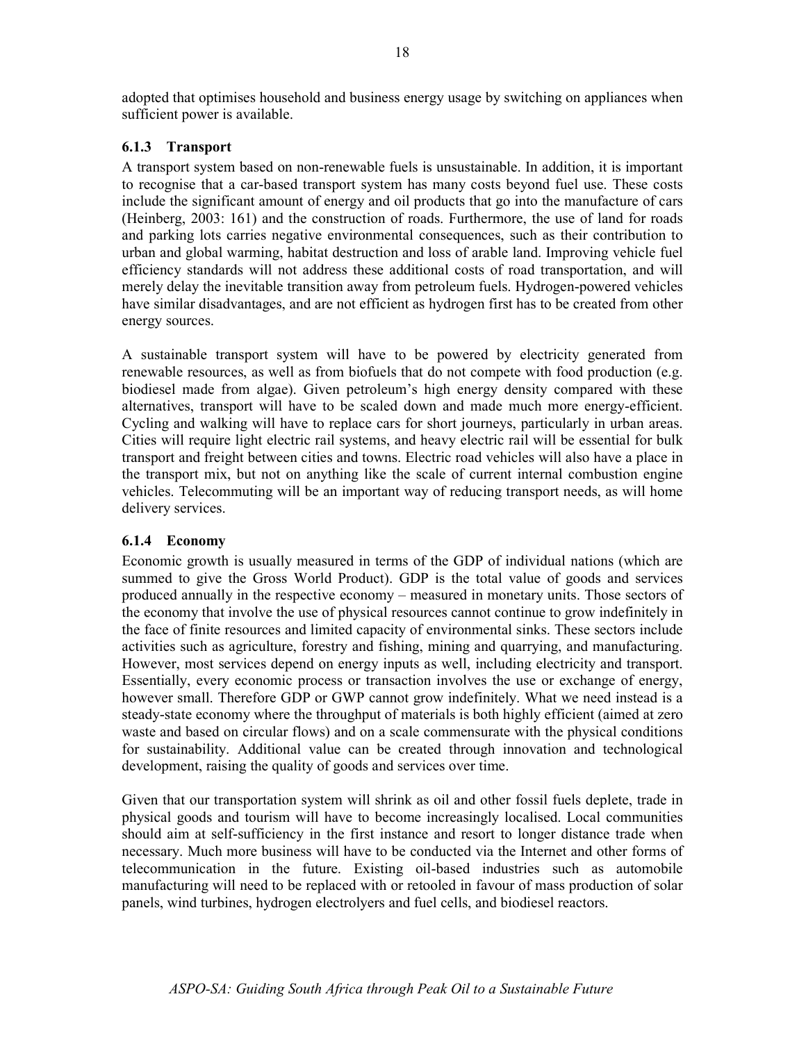adopted that optimises household and business energy usage by switching on appliances when sufficient power is available.

### 6.1.3 Transport

A transport system based on non-renewable fuels is unsustainable. In addition, it is important to recognise that a car-based transport system has many costs beyond fuel use. These costs include the significant amount of energy and oil products that go into the manufacture of cars (Heinberg, 2003: 161) and the construction of roads. Furthermore, the use of land for roads and parking lots carries negative environmental consequences, such as their contribution to urban and global warming, habitat destruction and loss of arable land. Improving vehicle fuel efficiency standards will not address these additional costs of road transportation, and will merely delay the inevitable transition away from petroleum fuels. Hydrogen-powered vehicles have similar disadvantages, and are not efficient as hydrogen first has to be created from other energy sources.

A sustainable transport system will have to be powered by electricity generated from renewable resources, as well as from biofuels that do not compete with food production (e.g. biodiesel made from algae). Given petroleum's high energy density compared with these alternatives, transport will have to be scaled down and made much more energy-efficient. Cycling and walking will have to replace cars for short journeys, particularly in urban areas. Cities will require light electric rail systems, and heavy electric rail will be essential for bulk transport and freight between cities and towns. Electric road vehicles will also have a place in the transport mix, but not on anything like the scale of current internal combustion engine vehicles. Telecommuting will be an important way of reducing transport needs, as will home delivery services.

### 6.1.4 Economy

Economic growth is usually measured in terms of the GDP of individual nations (which are summed to give the Gross World Product). GDP is the total value of goods and services produced annually in the respective economy – measured in monetary units. Those sectors of the economy that involve the use of physical resources cannot continue to grow indefinitely in the face of finite resources and limited capacity of environmental sinks. These sectors include activities such as agriculture, forestry and fishing, mining and quarrying, and manufacturing. However, most services depend on energy inputs as well, including electricity and transport. Essentially, every economic process or transaction involves the use or exchange of energy, however small. Therefore GDP or GWP cannot grow indefinitely. What we need instead is a steady-state economy where the throughput of materials is both highly efficient (aimed at zero waste and based on circular flows) and on a scale commensurate with the physical conditions for sustainability. Additional value can be created through innovation and technological development, raising the quality of goods and services over time.

Given that our transportation system will shrink as oil and other fossil fuels deplete, trade in physical goods and tourism will have to become increasingly localised. Local communities should aim at self-sufficiency in the first instance and resort to longer distance trade when necessary. Much more business will have to be conducted via the Internet and other forms of telecommunication in the future. Existing oil-based industries such as automobile manufacturing will need to be replaced with or retooled in favour of mass production of solar panels, wind turbines, hydrogen electrolyers and fuel cells, and biodiesel reactors.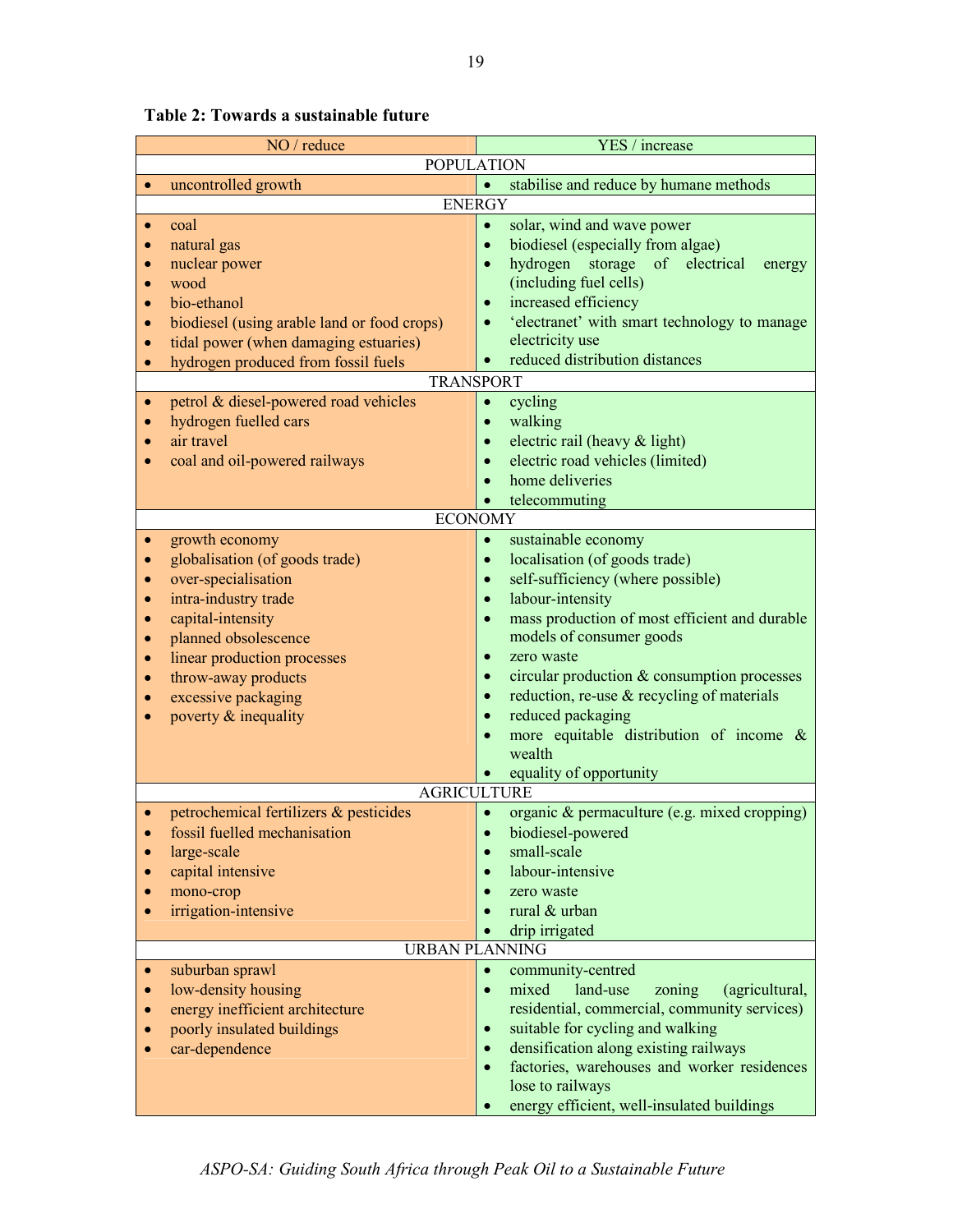**Table 2: Towards a sustainable future**

| NO / reduce | YES / increase |
|---|---|
| **POPULATION** | |
| • uncontrolled growth | • stabilise and reduce by humane methods |
| **ENERGY** | |
| • coal<br>• natural gas<br>• nuclear power<br>• wood<br>• bio-ethanol<br>• biodiesel (using arable land or food crops)<br>• tidal power (when damaging estuaries)<br>• hydrogen produced from fossil fuels | • solar, wind and wave power<br>• biodiesel (especially from algae)<br>• hydrogen storage of electrical energy (including fuel cells)<br>• increased efficiency<br>• 'electranet' with smart technology to manage electricity use<br>• reduced distribution distances |
| **TRANSPORT** | |
| • petrol & diesel-powered road vehicles<br>• hydrogen fuelled cars<br>• air travel<br>• coal and oil-powered railways | • cycling<br>• walking<br>• electric rail (heavy & light)<br>• electric road vehicles (limited)<br>• home deliveries<br>• telecommuting |
| **ECONOMY** | |
| • growth economy<br>• globalisation (of goods trade)<br>• over-specialisation<br>• intra-industry trade<br>• capital-intensity<br>• planned obsolescence<br>• linear production processes<br>• throw-away products<br>• excessive packaging<br>• poverty & inequality | • sustainable economy<br>• localisation (of goods trade)<br>• self-sufficiency (where possible)<br>• labour-intensity<br>• mass production of most efficient and durable models of consumer goods<br>• zero waste<br>• circular production & consumption processes<br>• reduction, re-use & recycling of materials<br>• reduced packaging<br>• more equitable distribution of income & wealth<br>• equality of opportunity |
| **AGRICULTURE** | |
| • petrochemical fertilizers & pesticides<br>• fossil fuelled mechanisation<br>• large-scale<br>• capital intensive<br>• mono-crop<br>• irrigation-intensive | • organic & permaculture (e.g. mixed cropping)<br>• biodiesel-powered<br>• small-scale<br>• labour-intensive<br>• zero waste<br>• rural & urban<br>• drip irrigated |
| **URBAN PLANNING** | |
| • suburban sprawl<br>• low-density housing<br>• energy inefficient architecture<br>• poorly insulated buildings<br>• car-dependence | • community-centred<br>• mixed land-use zoning (agricultural, residential, commercial, community services)<br>• suitable for cycling and walking<br>• densification along existing railways<br>• factories, warehouses and worker residences lose to railways<br>• energy efficient, well-insulated buildings |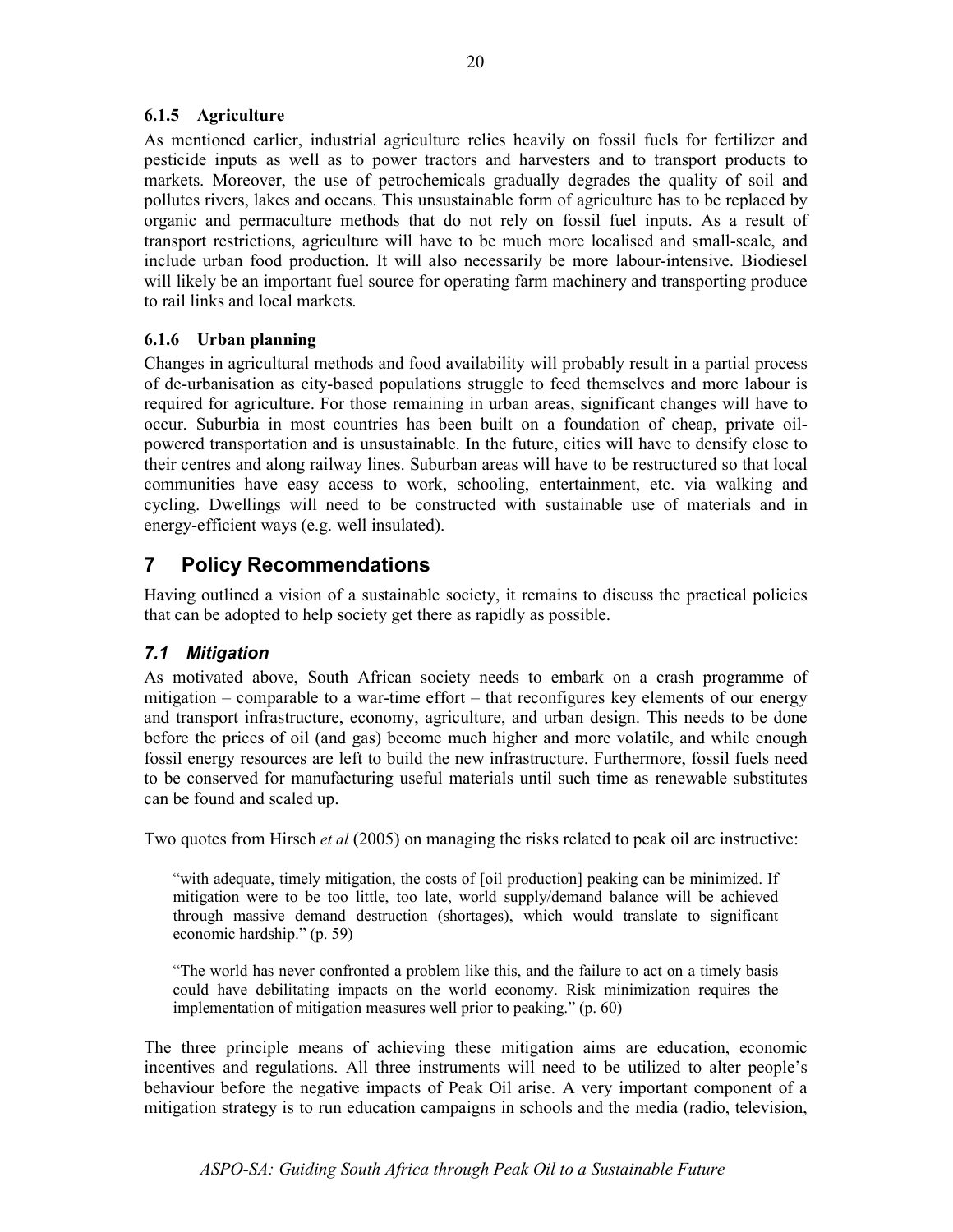#### 6.1.5 Agriculture

As mentioned earlier, industrial agriculture relies heavily on fossil fuels for fertilizer and pesticide inputs as well as to power tractors and harvesters and to transport products to markets. Moreover, the use of petrochemicals gradually degrades the quality of soil and pollutes rivers, lakes and oceans. This unsustainable form of agriculture has to be replaced by organic and permaculture methods that do not rely on fossil fuel inputs. As a result of transport restrictions, agriculture will have to be much more localised and small-scale, and include urban food production. It will also necessarily be more labour-intensive. Biodiesel will likely be an important fuel source for operating farm machinery and transporting produce to rail links and local markets.

#### 6.1.6 Urban planning

Changes in agricultural methods and food availability will probably result in a partial process of de-urbanisation as city-based populations struggle to feed themselves and more labour is required for agriculture. For those remaining in urban areas, significant changes will have to occur. Suburbia in most countries has been built on a foundation of cheap, private oil-powered transportation and is unsustainable. In the future, cities will have to densify close to their centres and along railway lines. Suburban areas will have to be restructured so that local communities have easy access to work, schooling, entertainment, etc. via walking and cycling. Dwellings will need to be constructed with sustainable use of materials and in energy-efficient ways (e.g. well insulated).

# 7 Policy Recommendations

Having outlined a vision of a sustainable society, it remains to discuss the practical policies that can be adopted to help society get there as rapidly as possible.

## *7.1 Mitigation*

As motivated above, South African society needs to embark on a crash programme of mitigation – comparable to a war-time effort – that reconfigures key elements of our energy and transport infrastructure, economy, agriculture, and urban design. This needs to be done before the prices of oil (and gas) become much higher and more volatile, and while enough fossil energy resources are left to build the new infrastructure. Furthermore, fossil fuels need to be conserved for manufacturing useful materials until such time as renewable substitutes can be found and scaled up.

Two quotes from Hirsch *et al* (2005) on managing the risks related to peak oil are instructive:

> "with adequate, timely mitigation, the costs of [oil production] peaking can be minimized. If mitigation were to be too little, too late, world supply/demand balance will be achieved through massive demand destruction (shortages), which would translate to significant economic hardship." (p. 59)

> "The world has never confronted a problem like this, and the failure to act on a timely basis could have debilitating impacts on the world economy. Risk minimization requires the implementation of mitigation measures well prior to peaking." (p. 60)

The three principle means of achieving these mitigation aims are education, economic incentives and regulations. All three instruments will need to be utilized to alter people's behaviour before the negative impacts of Peak Oil arise. A very important component of a mitigation strategy is to run education campaigns in schools and the media (radio, television,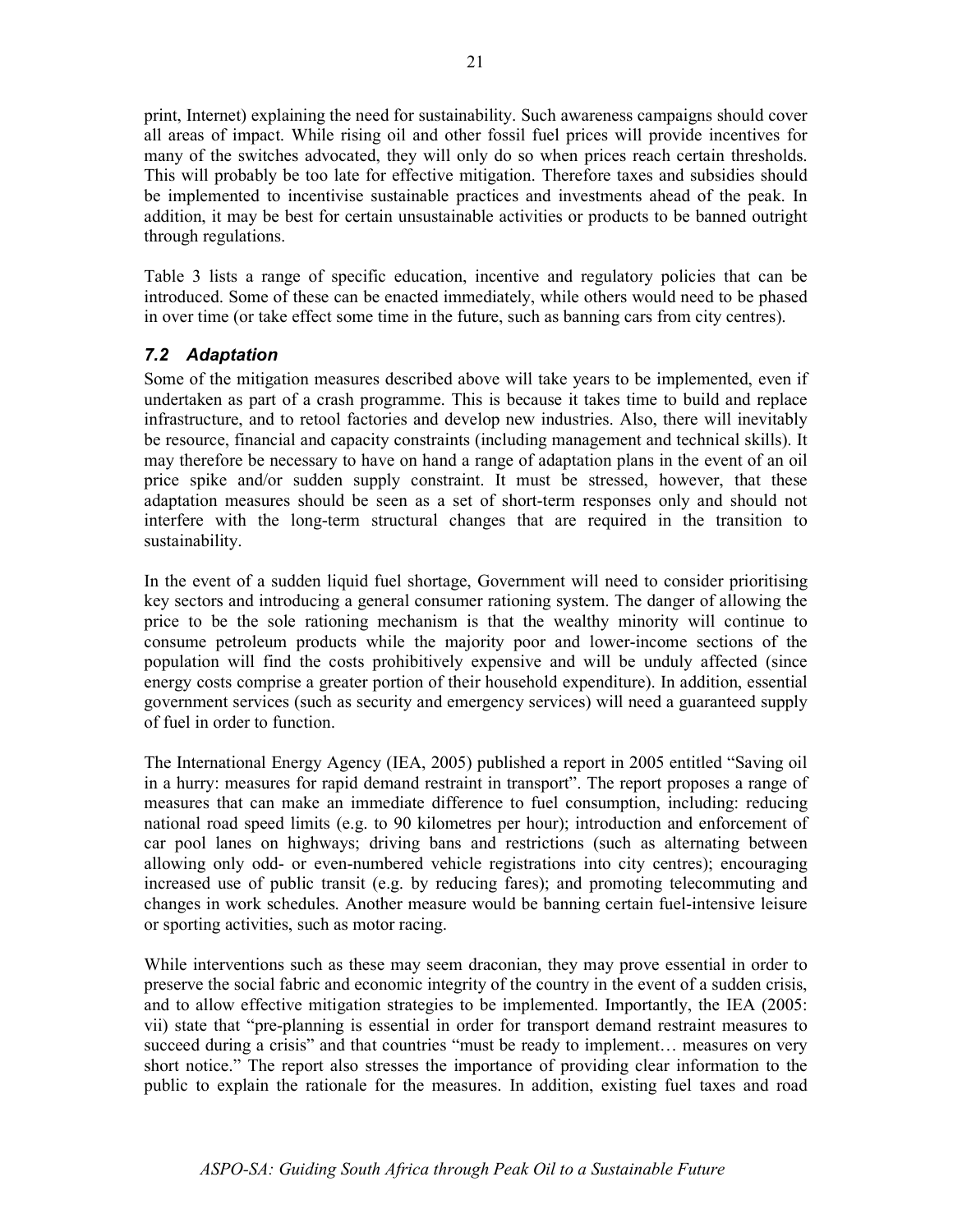print, Internet) explaining the need for sustainability. Such awareness campaigns should cover all areas of impact. While rising oil and other fossil fuel prices will provide incentives for many of the switches advocated, they will only do so when prices reach certain thresholds. This will probably be too late for effective mitigation. Therefore taxes and subsidies should be implemented to incentivise sustainable practices and investments ahead of the peak. In addition, it may be best for certain unsustainable activities or products to be banned outright through regulations.

Table 3 lists a range of specific education, incentive and regulatory policies that can be introduced. Some of these can be enacted immediately, while others would need to be phased in over time (or take effect some time in the future, such as banning cars from city centres).

### *7.2 Adaptation*

Some of the mitigation measures described above will take years to be implemented, even if undertaken as part of a crash programme. This is because it takes time to build and replace infrastructure, and to retool factories and develop new industries. Also, there will inevitably be resource, financial and capacity constraints (including management and technical skills). It may therefore be necessary to have on hand a range of adaptation plans in the event of an oil price spike and/or sudden supply constraint. It must be stressed, however, that these adaptation measures should be seen as a set of short-term responses only and should not interfere with the long-term structural changes that are required in the transition to sustainability.

In the event of a sudden liquid fuel shortage, Government will need to consider prioritising key sectors and introducing a general consumer rationing system. The danger of allowing the price to be the sole rationing mechanism is that the wealthy minority will continue to consume petroleum products while the majority poor and lower-income sections of the population will find the costs prohibitively expensive and will be unduly affected (since energy costs comprise a greater portion of their household expenditure). In addition, essential government services (such as security and emergency services) will need a guaranteed supply of fuel in order to function.

The International Energy Agency (IEA, 2005) published a report in 2005 entitled "Saving oil in a hurry: measures for rapid demand restraint in transport". The report proposes a range of measures that can make an immediate difference to fuel consumption, including: reducing national road speed limits (e.g. to 90 kilometres per hour); introduction and enforcement of car pool lanes on highways; driving bans and restrictions (such as alternating between allowing only odd- or even-numbered vehicle registrations into city centres); encouraging increased use of public transit (e.g. by reducing fares); and promoting telecommuting and changes in work schedules. Another measure would be banning certain fuel-intensive leisure or sporting activities, such as motor racing.

While interventions such as these may seem draconian, they may prove essential in order to preserve the social fabric and economic integrity of the country in the event of a sudden crisis, and to allow effective mitigation strategies to be implemented. Importantly, the IEA (2005: vii) state that "pre-planning is essential in order for transport demand restraint measures to succeed during a crisis" and that countries "must be ready to implement… measures on very short notice." The report also stresses the importance of providing clear information to the public to explain the rationale for the measures. In addition, existing fuel taxes and road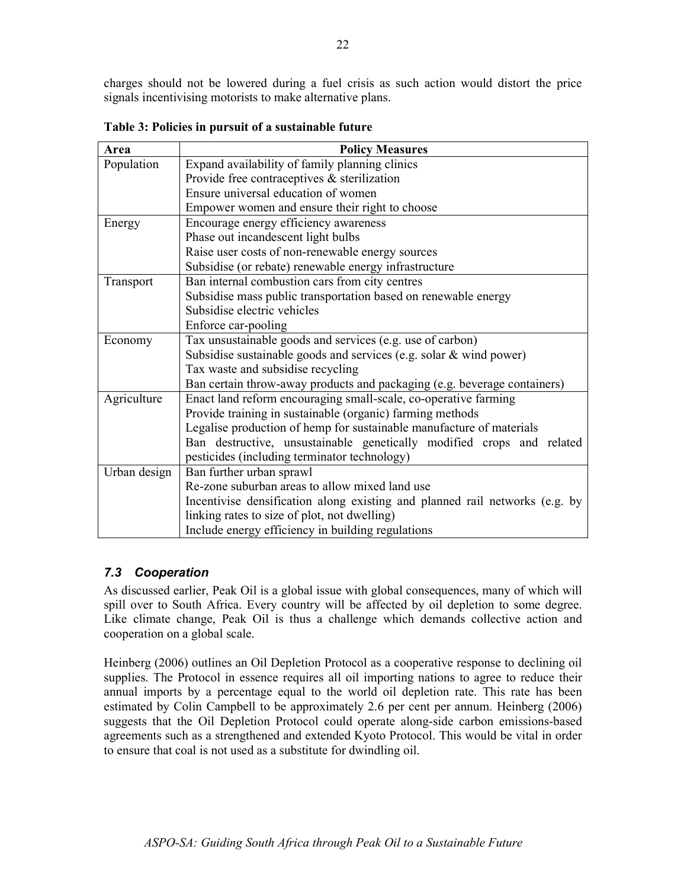charges should not be lowered during a fuel crisis as such action would distort the price signals incentivising motorists to make alternative plans.

**Table 3: Policies in pursuit of a sustainable future**

| Area | Policy Measures |
|---|---|
| Population | Expand availability of family planning clinics<br>Provide free contraceptives & sterilization<br>Ensure universal education of women<br>Empower women and ensure their right to choose |
| Energy | Encourage energy efficiency awareness<br>Phase out incandescent light bulbs<br>Raise user costs of non-renewable energy sources<br>Subsidise (or rebate) renewable energy infrastructure |
| Transport | Ban internal combustion cars from city centres<br>Subsidise mass public transportation based on renewable energy<br>Subsidise electric vehicles<br>Enforce car-pooling |
| Economy | Tax unsustainable goods and services (e.g. use of carbon)<br>Subsidise sustainable goods and services (e.g. solar & wind power)<br>Tax waste and subsidise recycling<br>Ban certain throw-away products and packaging (e.g. beverage containers) |
| Agriculture | Enact land reform encouraging small-scale, co-operative farming<br>Provide training in sustainable (organic) farming methods<br>Legalise production of hemp for sustainable manufacture of materials<br>Ban destructive, unsustainable genetically modified crops and related pesticides (including terminator technology) |
| Urban design | Ban further urban sprawl<br>Re-zone suburban areas to allow mixed land use<br>Incentivise densification along existing and planned rail networks (e.g. by linking rates to size of plot, not dwelling)<br>Include energy efficiency in building regulations |

### *7.3 Cooperation*

As discussed earlier, Peak Oil is a global issue with global consequences, many of which will spill over to South Africa. Every country will be affected by oil depletion to some degree. Like climate change, Peak Oil is thus a challenge which demands collective action and cooperation on a global scale.

Heinberg (2006) outlines an Oil Depletion Protocol as a cooperative response to declining oil supplies. The Protocol in essence requires all oil importing nations to agree to reduce their annual imports by a percentage equal to the world oil depletion rate. This rate has been estimated by Colin Campbell to be approximately 2.6 per cent per annum. Heinberg (2006) suggests that the Oil Depletion Protocol could operate along-side carbon emissions-based agreements such as a strengthened and extended Kyoto Protocol. This would be vital in order to ensure that coal is not used as a substitute for dwindling oil.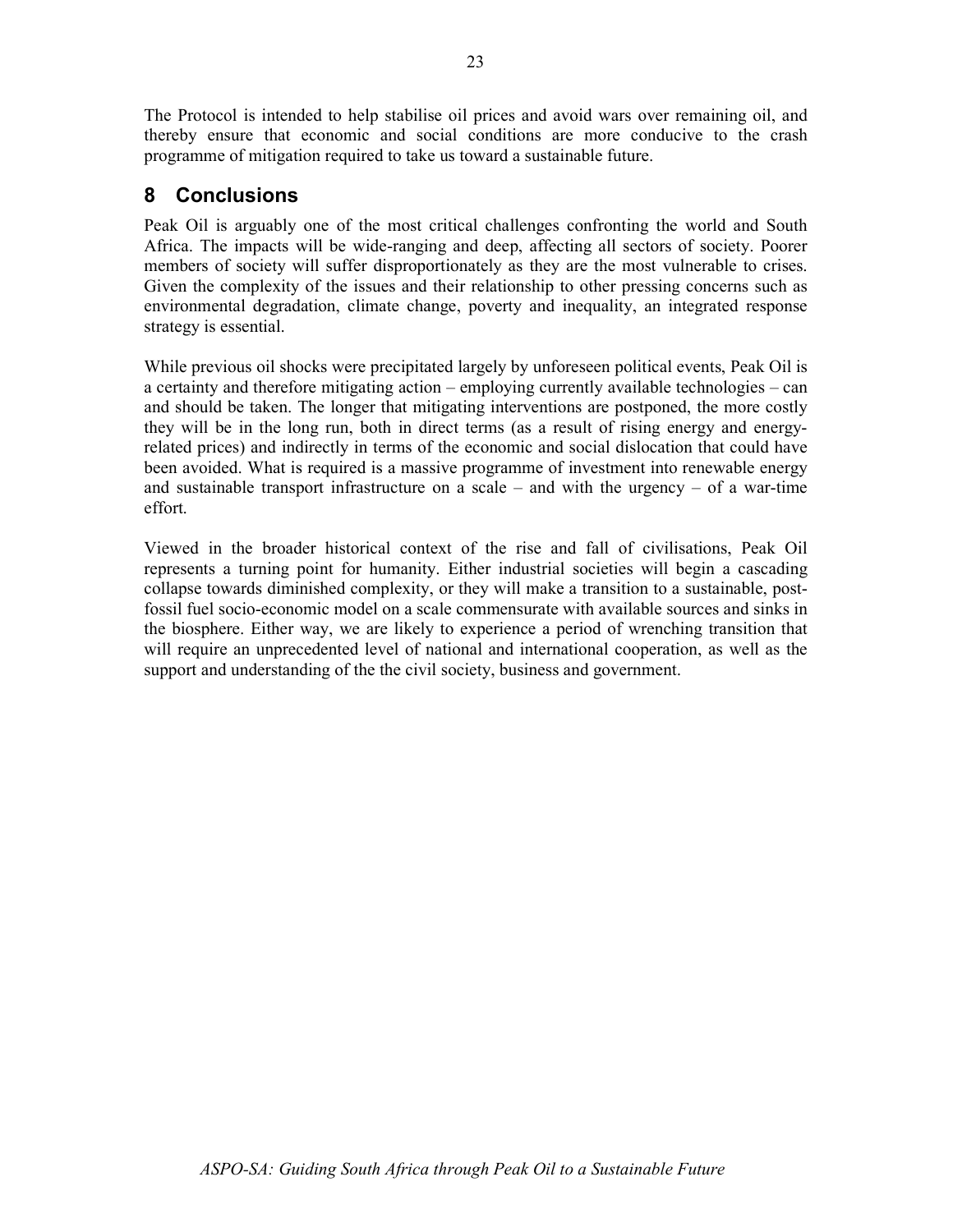The Protocol is intended to help stabilise oil prices and avoid wars over remaining oil, and thereby ensure that economic and social conditions are more conducive to the crash programme of mitigation required to take us toward a sustainable future.

## 8 Conclusions

Peak Oil is arguably one of the most critical challenges confronting the world and South Africa. The impacts will be wide-ranging and deep, affecting all sectors of society. Poorer members of society will suffer disproportionately as they are the most vulnerable to crises. Given the complexity of the issues and their relationship to other pressing concerns such as environmental degradation, climate change, poverty and inequality, an integrated response strategy is essential.

While previous oil shocks were precipitated largely by unforeseen political events, Peak Oil is a certainty and therefore mitigating action – employing currently available technologies – can and should be taken. The longer that mitigating interventions are postponed, the more costly they will be in the long run, both in direct terms (as a result of rising energy and energy-related prices) and indirectly in terms of the economic and social dislocation that could have been avoided. What is required is a massive programme of investment into renewable energy and sustainable transport infrastructure on a scale – and with the urgency – of a war-time effort.

Viewed in the broader historical context of the rise and fall of civilisations, Peak Oil represents a turning point for humanity. Either industrial societies will begin a cascading collapse towards diminished complexity, or they will make a transition to a sustainable, post-fossil fuel socio-economic model on a scale commensurate with available sources and sinks in the biosphere. Either way, we are likely to experience a period of wrenching transition that will require an unprecedented level of national and international cooperation, as well as the support and understanding of the the civil society, business and government.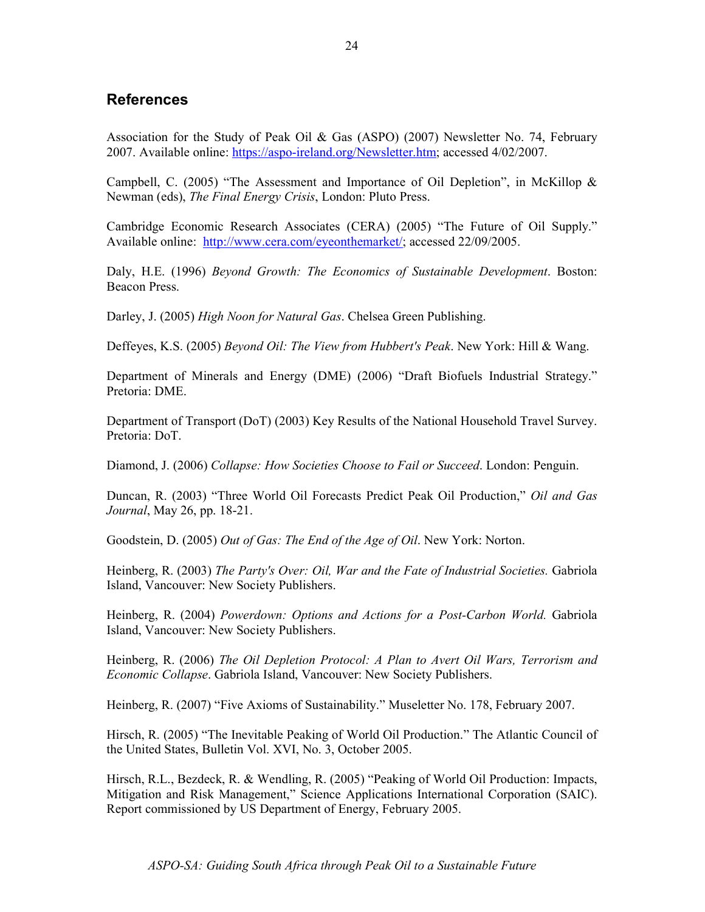## References

Association for the Study of Peak Oil & Gas (ASPO) (2007) Newsletter No. 74, February 2007. Available online: https://aspo-ireland.org/Newsletter.htm; accessed 4/02/2007.

Campbell, C. (2005) "The Assessment and Importance of Oil Depletion", in McKillop & Newman (eds), *The Final Energy Crisis*, London: Pluto Press.

Cambridge Economic Research Associates (CERA) (2005) "The Future of Oil Supply." Available online: http://www.cera.com/eyeonthemarket/; accessed 22/09/2005.

Daly, H.E. (1996) *Beyond Growth: The Economics of Sustainable Development*. Boston: Beacon Press.

Darley, J. (2005) *High Noon for Natural Gas*. Chelsea Green Publishing.

Deffeyes, K.S. (2005) *Beyond Oil: The View from Hubbert's Peak*. New York: Hill & Wang.

Department of Minerals and Energy (DME) (2006) "Draft Biofuels Industrial Strategy." Pretoria: DME.

Department of Transport (DoT) (2003) Key Results of the National Household Travel Survey. Pretoria: DoT.

Diamond, J. (2006) *Collapse: How Societies Choose to Fail or Succeed*. London: Penguin.

Duncan, R. (2003) "Three World Oil Forecasts Predict Peak Oil Production," *Oil and Gas Journal*, May 26, pp. 18-21.

Goodstein, D. (2005) *Out of Gas: The End of the Age of Oil*. New York: Norton.

Heinberg, R. (2003) *The Party's Over: Oil, War and the Fate of Industrial Societies.* Gabriola Island, Vancouver: New Society Publishers.

Heinberg, R. (2004) *Powerdown: Options and Actions for a Post-Carbon World.* Gabriola Island, Vancouver: New Society Publishers.

Heinberg, R. (2006) *The Oil Depletion Protocol: A Plan to Avert Oil Wars, Terrorism and Economic Collapse*. Gabriola Island, Vancouver: New Society Publishers.

Heinberg, R. (2007) "Five Axioms of Sustainability." Museletter No. 178, February 2007.

Hirsch, R. (2005) "The Inevitable Peaking of World Oil Production." The Atlantic Council of the United States, Bulletin Vol. XVI, No. 3, October 2005.

Hirsch, R.L., Bezdeck, R. & Wendling, R. (2005) "Peaking of World Oil Production: Impacts, Mitigation and Risk Management," Science Applications International Corporation (SAIC). Report commissioned by US Department of Energy, February 2005.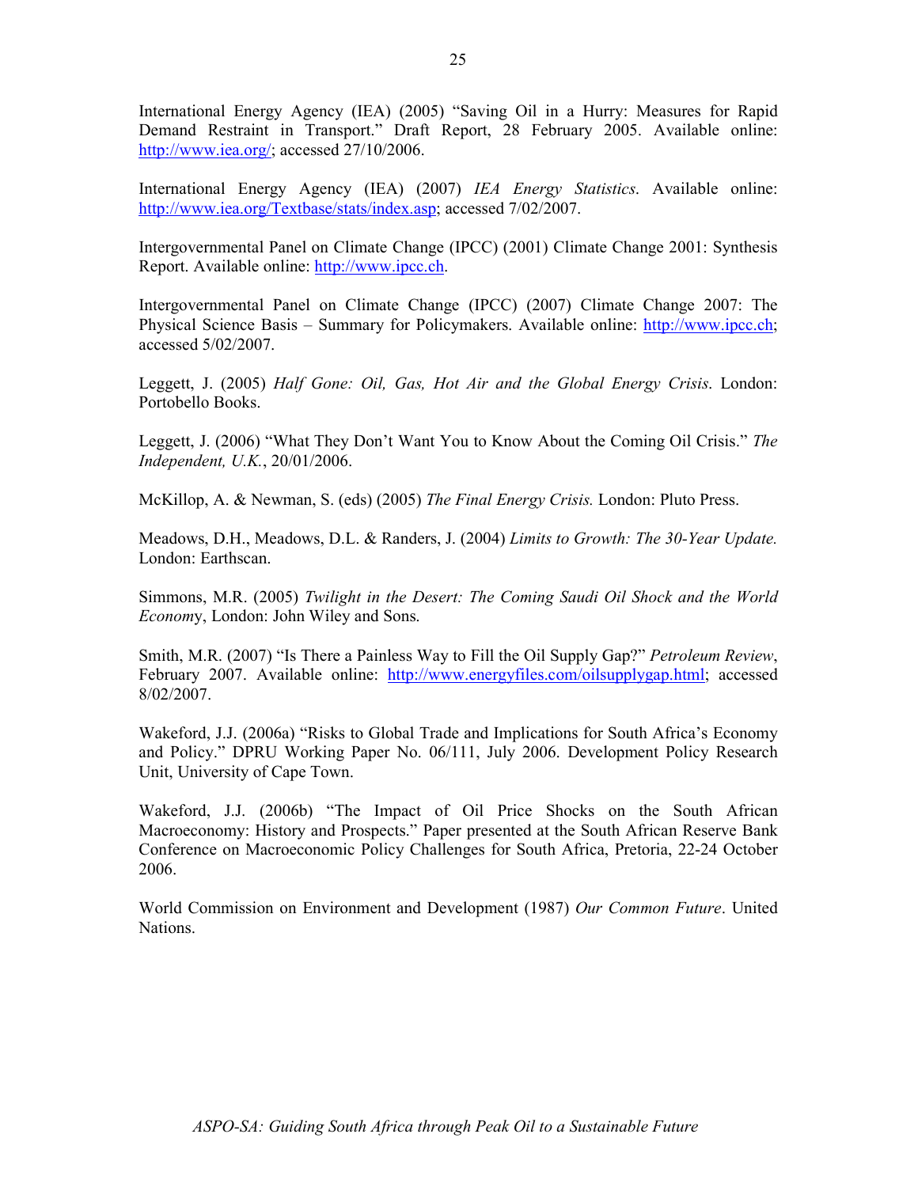International Energy Agency (IEA) (2005) "Saving Oil in a Hurry: Measures for Rapid Demand Restraint in Transport." Draft Report, 28 February 2005. Available online: http://www.iea.org/; accessed 27/10/2006.

International Energy Agency (IEA) (2007) *IEA Energy Statistics*. Available online: http://www.iea.org/Textbase/stats/index.asp; accessed 7/02/2007.

Intergovernmental Panel on Climate Change (IPCC) (2001) Climate Change 2001: Synthesis Report. Available online: http://www.ipcc.ch.

Intergovernmental Panel on Climate Change (IPCC) (2007) Climate Change 2007: The Physical Science Basis – Summary for Policymakers. Available online: http://www.ipcc.ch; accessed 5/02/2007.

Leggett, J. (2005) *Half Gone: Oil, Gas, Hot Air and the Global Energy Crisis*. London: Portobello Books.

Leggett, J. (2006) "What They Don't Want You to Know About the Coming Oil Crisis." *The Independent, U.K.*, 20/01/2006.

McKillop, A. & Newman, S. (eds) (2005) *The Final Energy Crisis.* London: Pluto Press.

Meadows, D.H., Meadows, D.L. & Randers, J. (2004) *Limits to Growth: The 30-Year Update.* London: Earthscan.

Simmons, M.R. (2005) *Twilight in the Desert: The Coming Saudi Oil Shock and the World Economy*, London: John Wiley and Sons.

Smith, M.R. (2007) "Is There a Painless Way to Fill the Oil Supply Gap?" *Petroleum Review*, February 2007. Available online: http://www.energyfiles.com/oilsupplygap.html; accessed 8/02/2007.

Wakeford, J.J. (2006a) "Risks to Global Trade and Implications for South Africa's Economy and Policy." DPRU Working Paper No. 06/111, July 2006. Development Policy Research Unit, University of Cape Town.

Wakeford, J.J. (2006b) "The Impact of Oil Price Shocks on the South African Macroeconomy: History and Prospects." Paper presented at the South African Reserve Bank Conference on Macroeconomic Policy Challenges for South Africa, Pretoria, 22-24 October 2006.

World Commission on Environment and Development (1987) *Our Common Future*. United Nations.